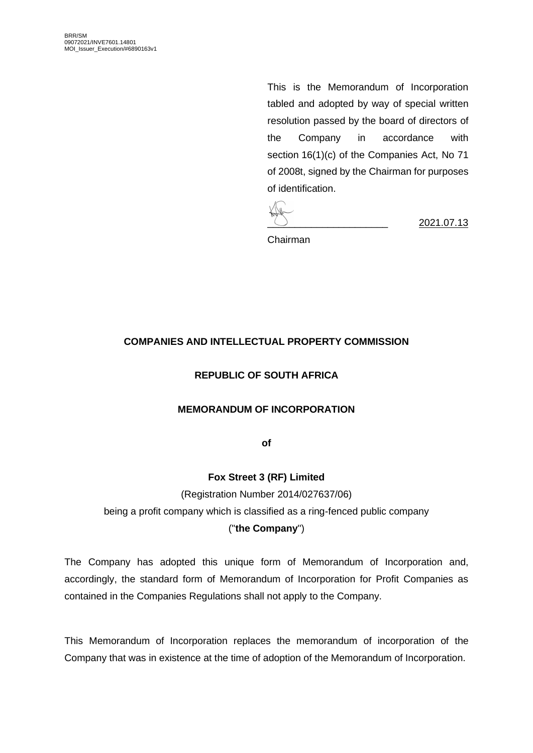BRR/SM
09072021/INVE7601.14801
MOI_Issuer_Execution/#6890163v1

This is the Memorandum of Incorporation tabled and adopted by way of special written resolution passed by the board of directors of the Company in accordance with section 16(1)(c) of the Companies Act, No 71 of 2008t, signed by the Chairman for purposes of identification.

______________________ 2021.07.13

Chairman

**COMPANIES AND INTELLECTUAL PROPERTY COMMISSION**

**REPUBLIC OF SOUTH AFRICA**

**MEMORANDUM OF INCORPORATION**

**of**

**Fox Street 3 (RF) Limited**

(Registration Number 2014/027637/06)

being a profit company which is classified as a ring-fenced public company

("**the Company**")

The Company has adopted this unique form of Memorandum of Incorporation and, accordingly, the standard form of Memorandum of Incorporation for Profit Companies as contained in the Companies Regulations shall not apply to the Company.

This Memorandum of Incorporation replaces the memorandum of incorporation of the Company that was in existence at the time of adoption of the Memorandum of Incorporation.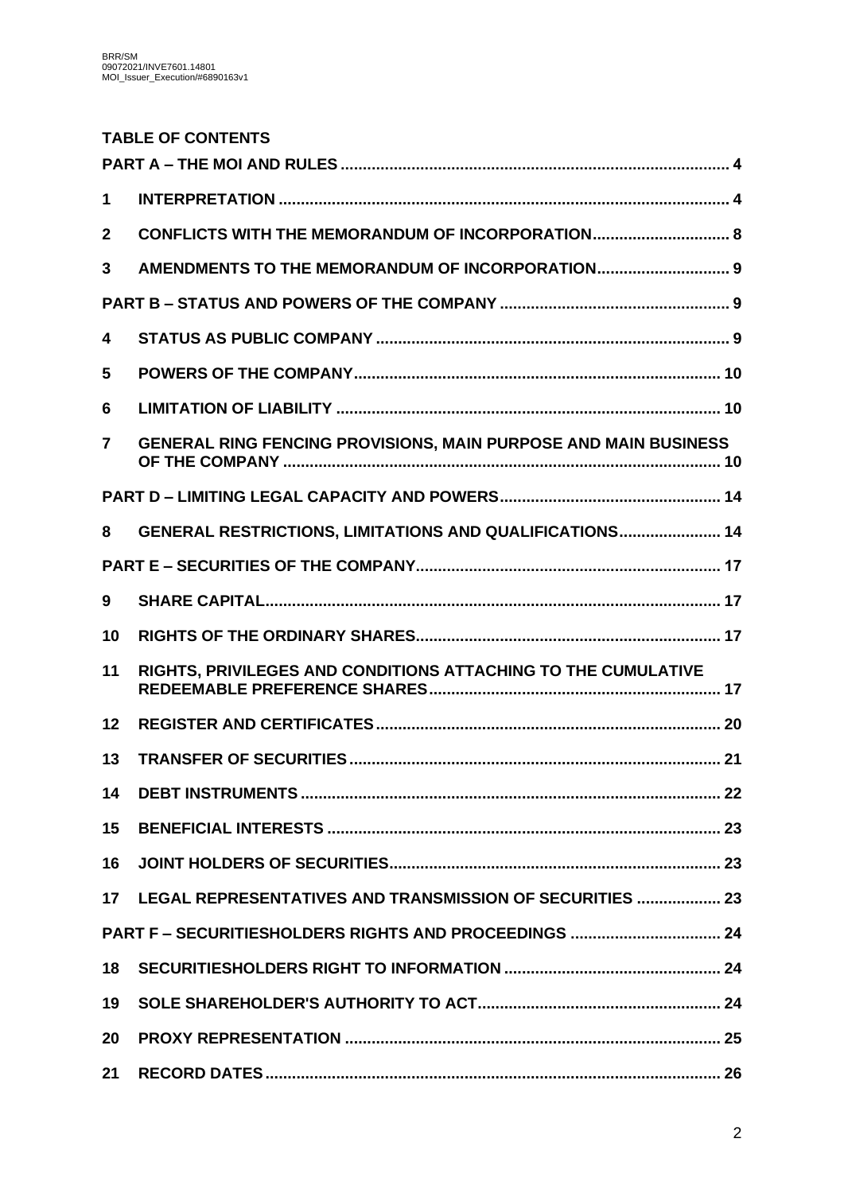BRR/SM
09072021/INVE7601.14801
MOI_Issuer_Execution/#6890163v1

## TABLE OF CONTENTS

| | | |
|---|---|---|
| **PART A – THE MOI AND RULES** | | **4** |
| **1** | **INTERPRETATION** | **4** |
| **2** | **CONFLICTS WITH THE MEMORANDUM OF INCORPORATION** | **8** |
| **3** | **AMENDMENTS TO THE MEMORANDUM OF INCORPORATION** | **9** |
| **PART B – STATUS AND POWERS OF THE COMPANY** | | **9** |
| **4** | **STATUS AS PUBLIC COMPANY** | **9** |
| **5** | **POWERS OF THE COMPANY** | **10** |
| **6** | **LIMITATION OF LIABILITY** | **10** |
| **7** | **GENERAL RING FENCING PROVISIONS, MAIN PURPOSE AND MAIN BUSINESS OF THE COMPANY** | **10** |
| **PART D – LIMITING LEGAL CAPACITY AND POWERS** | | **14** |
| **8** | **GENERAL RESTRICTIONS, LIMITATIONS AND QUALIFICATIONS** | **14** |
| **PART E – SECURITIES OF THE COMPANY** | | **17** |
| **9** | **SHARE CAPITAL** | **17** |
| **10** | **RIGHTS OF THE ORDINARY SHARES** | **17** |
| **11** | **RIGHTS, PRIVILEGES AND CONDITIONS ATTACHING TO THE CUMULATIVE REDEEMABLE PREFERENCE SHARES** | **17** |
| **12** | **REGISTER AND CERTIFICATES** | **20** |
| **13** | **TRANSFER OF SECURITIES** | **21** |
| **14** | **DEBT INSTRUMENTS** | **22** |
| **15** | **BENEFICIAL INTERESTS** | **23** |
| **16** | **JOINT HOLDERS OF SECURITIES** | **23** |
| **17** | **LEGAL REPRESENTATIVES AND TRANSMISSION OF SECURITIES** | **23** |
| **PART F – SECURITIESHOLDERS RIGHTS AND PROCEEDINGS** | | **24** |
| **18** | **SECURITIESHOLDERS RIGHT TO INFORMATION** | **24** |
| **19** | **SOLE SHAREHOLDER'S AUTHORITY TO ACT** | **24** |
| **20** | **PROXY REPRESENTATION** | **25** |
| **21** | **RECORD DATES** | **26** |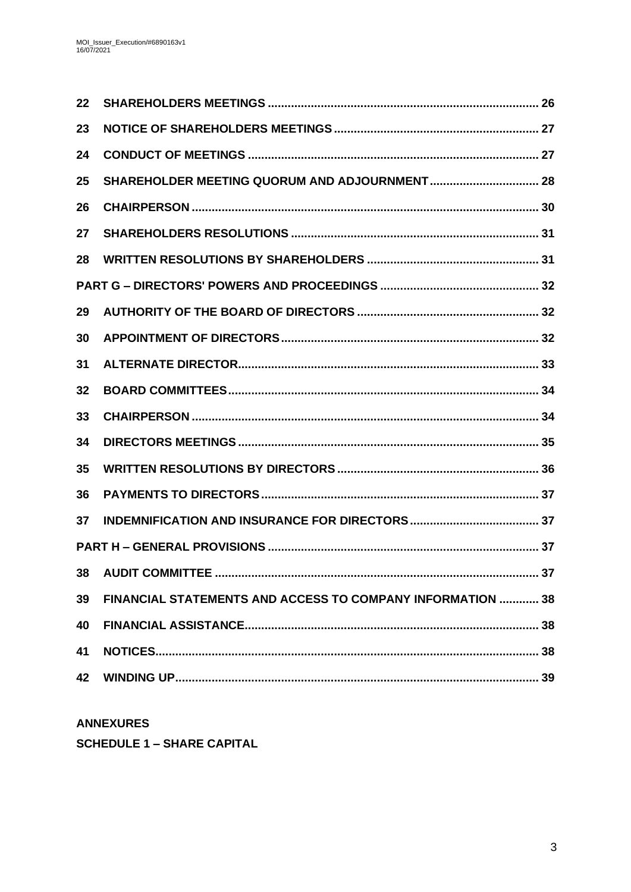| | | |
|---|---|---|
| **22** | **SHAREHOLDERS MEETINGS** | **26** |
| **23** | **NOTICE OF SHAREHOLDERS MEETINGS** | **27** |
| **24** | **CONDUCT OF MEETINGS** | **27** |
| **25** | **SHAREHOLDER MEETING QUORUM AND ADJOURNMENT** | **28** |
| **26** | **CHAIRPERSON** | **30** |
| **27** | **SHAREHOLDERS RESOLUTIONS** | **31** |
| **28** | **WRITTEN RESOLUTIONS BY SHAREHOLDERS** | **31** |
| **PART G – DIRECTORS' POWERS AND PROCEEDINGS** | | **32** |
| **29** | **AUTHORITY OF THE BOARD OF DIRECTORS** | **32** |
| **30** | **APPOINTMENT OF DIRECTORS** | **32** |
| **31** | **ALTERNATE DIRECTOR** | **33** |
| **32** | **BOARD COMMITTEES** | **34** |
| **33** | **CHAIRPERSON** | **34** |
| **34** | **DIRECTORS MEETINGS** | **35** |
| **35** | **WRITTEN RESOLUTIONS BY DIRECTORS** | **36** |
| **36** | **PAYMENTS TO DIRECTORS** | **37** |
| **37** | **INDEMNIFICATION AND INSURANCE FOR DIRECTORS** | **37** |
| **PART H – GENERAL PROVISIONS** | | **37** |
| **38** | **AUDIT COMMITTEE** | **37** |
| **39** | **FINANCIAL STATEMENTS AND ACCESS TO COMPANY INFORMATION** | **38** |
| **40** | **FINANCIAL ASSISTANCE** | **38** |
| **41** | **NOTICES** | **38** |
| **42** | **WINDING UP** | **39** |

**ANNEXURES**

**SCHEDULE 1 – SHARE CAPITAL**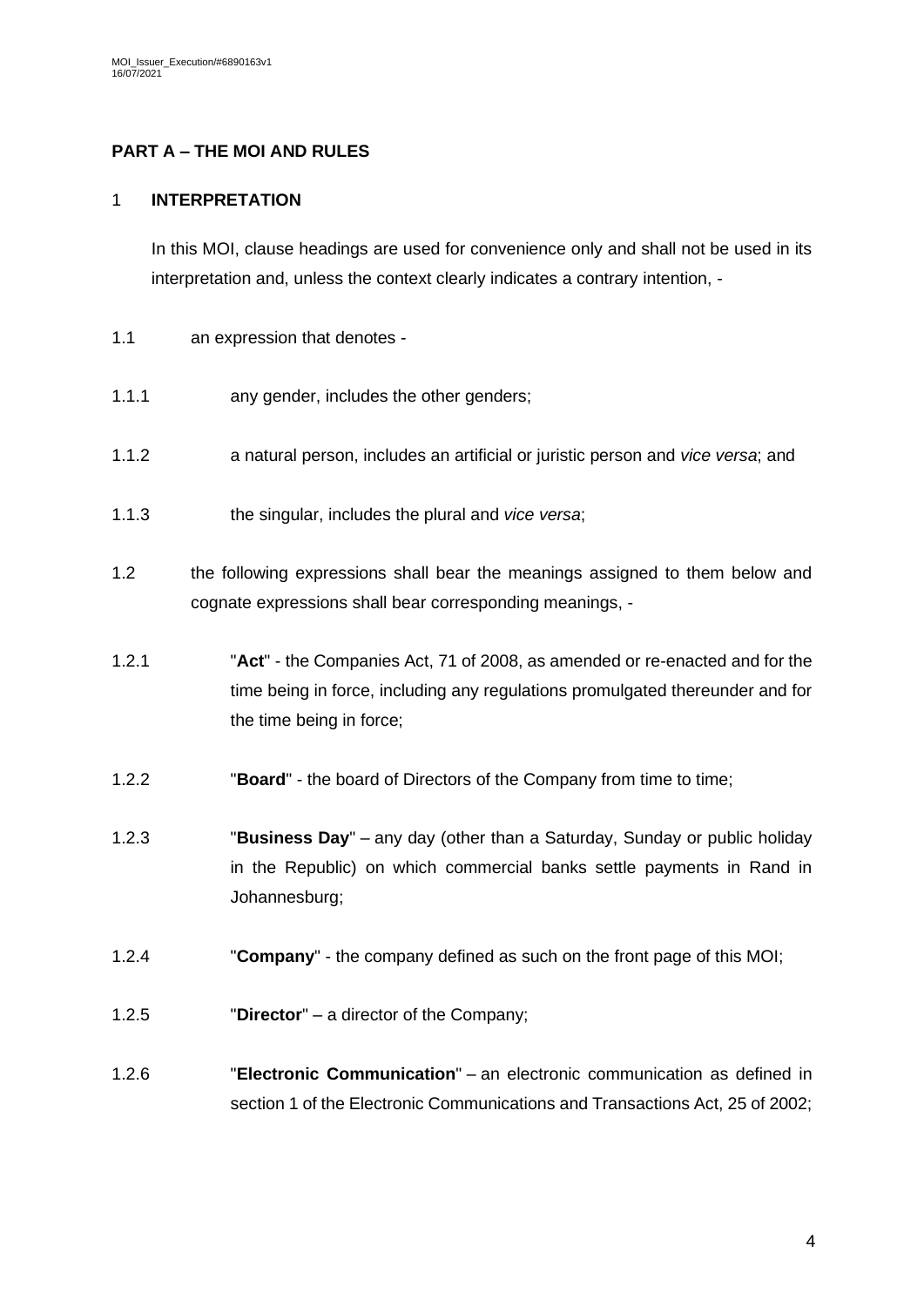## PART A – THE MOI AND RULES

### 1 INTERPRETATION

In this MOI, clause headings are used for convenience only and shall not be used in its interpretation and, unless the context clearly indicates a contrary intention, -

1.1 an expression that denotes -

1.1.1 any gender, includes the other genders;

1.1.2 a natural person, includes an artificial or juristic person and *vice versa*; and

1.1.3 the singular, includes the plural and *vice versa*;

1.2 the following expressions shall bear the meanings assigned to them below and cognate expressions shall bear corresponding meanings, -

1.2.1 "**Act**" - the Companies Act, 71 of 2008, as amended or re-enacted and for the time being in force, including any regulations promulgated thereunder and for the time being in force;

1.2.2 "**Board**" - the board of Directors of the Company from time to time;

1.2.3 "**Business Day**" – any day (other than a Saturday, Sunday or public holiday in the Republic) on which commercial banks settle payments in Rand in Johannesburg;

1.2.4 "**Company**" - the company defined as such on the front page of this MOI;

1.2.5 "**Director**" – a director of the Company;

1.2.6 "**Electronic Communication**" – an electronic communication as defined in section 1 of the Electronic Communications and Transactions Act, 25 of 2002;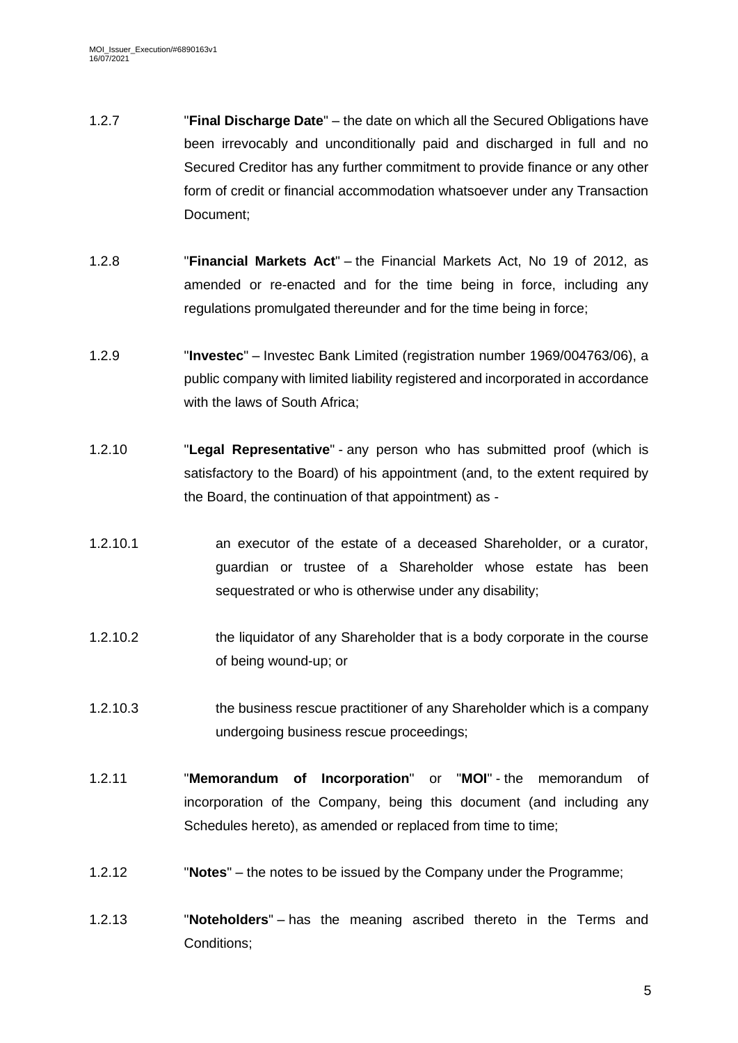1.2.7 "**Final Discharge Date**" – the date on which all the Secured Obligations have been irrevocably and unconditionally paid and discharged in full and no Secured Creditor has any further commitment to provide finance or any other form of credit or financial accommodation whatsoever under any Transaction Document;

1.2.8 "**Financial Markets Act**" – the Financial Markets Act, No 19 of 2012, as amended or re-enacted and for the time being in force, including any regulations promulgated thereunder and for the time being in force;

1.2.9 "**Investec**" – Investec Bank Limited (registration number 1969/004763/06), a public company with limited liability registered and incorporated in accordance with the laws of South Africa;

1.2.10 "**Legal Representative**" - any person who has submitted proof (which is satisfactory to the Board) of his appointment (and, to the extent required by the Board, the continuation of that appointment) as -

1.2.10.1 an executor of the estate of a deceased Shareholder, or a curator, guardian or trustee of a Shareholder whose estate has been sequestrated or who is otherwise under any disability;

1.2.10.2 the liquidator of any Shareholder that is a body corporate in the course of being wound-up; or

1.2.10.3 the business rescue practitioner of any Shareholder which is a company undergoing business rescue proceedings;

1.2.11 "**Memorandum of Incorporation**" or "**MOI**" - the memorandum of incorporation of the Company, being this document (and including any Schedules hereto), as amended or replaced from time to time;

1.2.12 "**Notes**" – the notes to be issued by the Company under the Programme;

1.2.13 "**Noteholders**" – has the meaning ascribed thereto in the Terms and Conditions;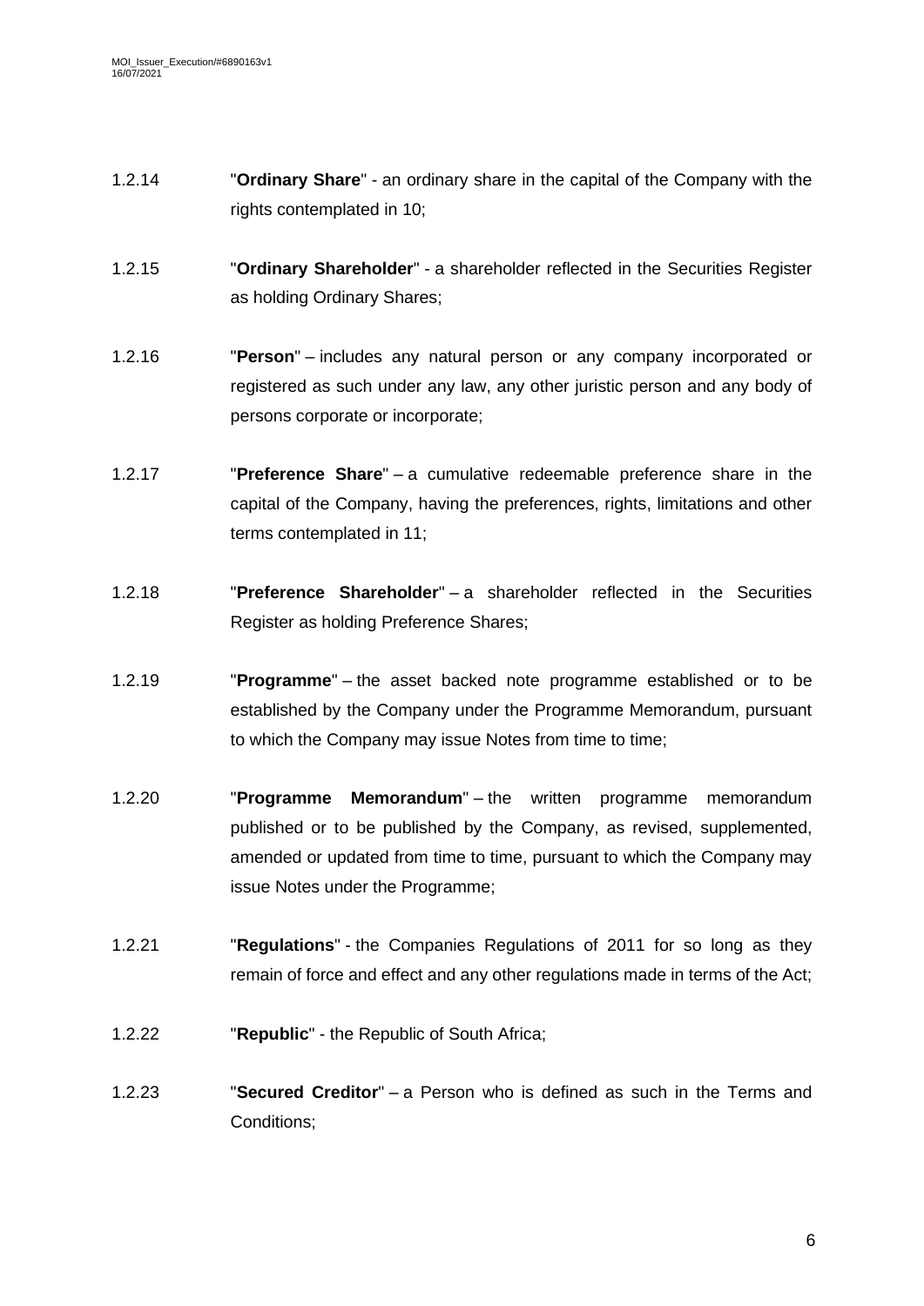1.2.14 "**Ordinary Share**" - an ordinary share in the capital of the Company with the rights contemplated in 10;

1.2.15 "**Ordinary Shareholder**" - a shareholder reflected in the Securities Register as holding Ordinary Shares;

1.2.16 "**Person**" – includes any natural person or any company incorporated or registered as such under any law, any other juristic person and any body of persons corporate or incorporate;

1.2.17 "**Preference Share**" – a cumulative redeemable preference share in the capital of the Company, having the preferences, rights, limitations and other terms contemplated in 11;

1.2.18 "**Preference Shareholder**" – a shareholder reflected in the Securities Register as holding Preference Shares;

1.2.19 "**Programme**" – the asset backed note programme established or to be established by the Company under the Programme Memorandum, pursuant to which the Company may issue Notes from time to time;

1.2.20 "**Programme Memorandum**" – the written programme memorandum published or to be published by the Company, as revised, supplemented, amended or updated from time to time, pursuant to which the Company may issue Notes under the Programme;

1.2.21 "**Regulations**" - the Companies Regulations of 2011 for so long as they remain of force and effect and any other regulations made in terms of the Act;

1.2.22 "**Republic**" - the Republic of South Africa;

1.2.23 "**Secured Creditor**" – a Person who is defined as such in the Terms and Conditions;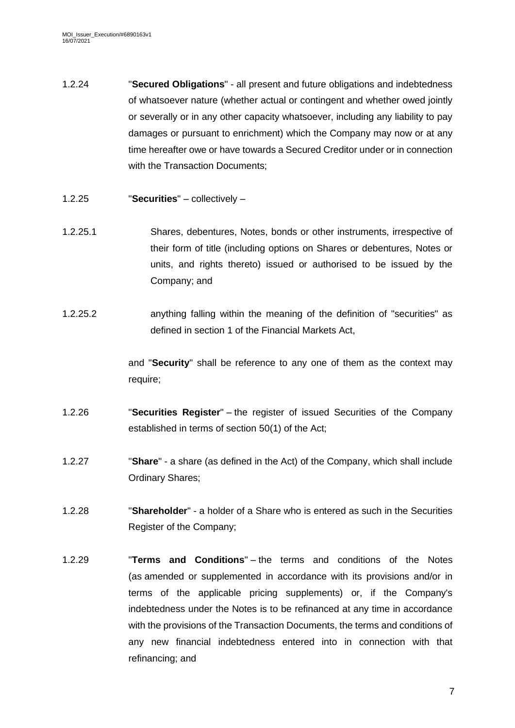1.2.24 "**Secured Obligations**" - all present and future obligations and indebtedness of whatsoever nature (whether actual or contingent and whether owed jointly or severally or in any other capacity whatsoever, including any liability to pay damages or pursuant to enrichment) which the Company may now or at any time hereafter owe or have towards a Secured Creditor under or in connection with the Transaction Documents;

1.2.25 "**Securities**" – collectively –

1.2.25.1 Shares, debentures, Notes, bonds or other instruments, irrespective of their form of title (including options on Shares or debentures, Notes or units, and rights thereto) issued or authorised to be issued by the Company; and

1.2.25.2 anything falling within the meaning of the definition of "securities" as defined in section 1 of the Financial Markets Act,

and "**Security**" shall be reference to any one of them as the context may require;

1.2.26 "**Securities Register**" – the register of issued Securities of the Company established in terms of section 50(1) of the Act;

1.2.27 "**Share**" - a share (as defined in the Act) of the Company, which shall include Ordinary Shares;

1.2.28 "**Shareholder**" - a holder of a Share who is entered as such in the Securities Register of the Company;

1.2.29 "**Terms and Conditions**" – the terms and conditions of the Notes (as amended or supplemented in accordance with its provisions and/or in terms of the applicable pricing supplements) or, if the Company's indebtedness under the Notes is to be refinanced at any time in accordance with the provisions of the Transaction Documents, the terms and conditions of any new financial indebtedness entered into in connection with that refinancing; and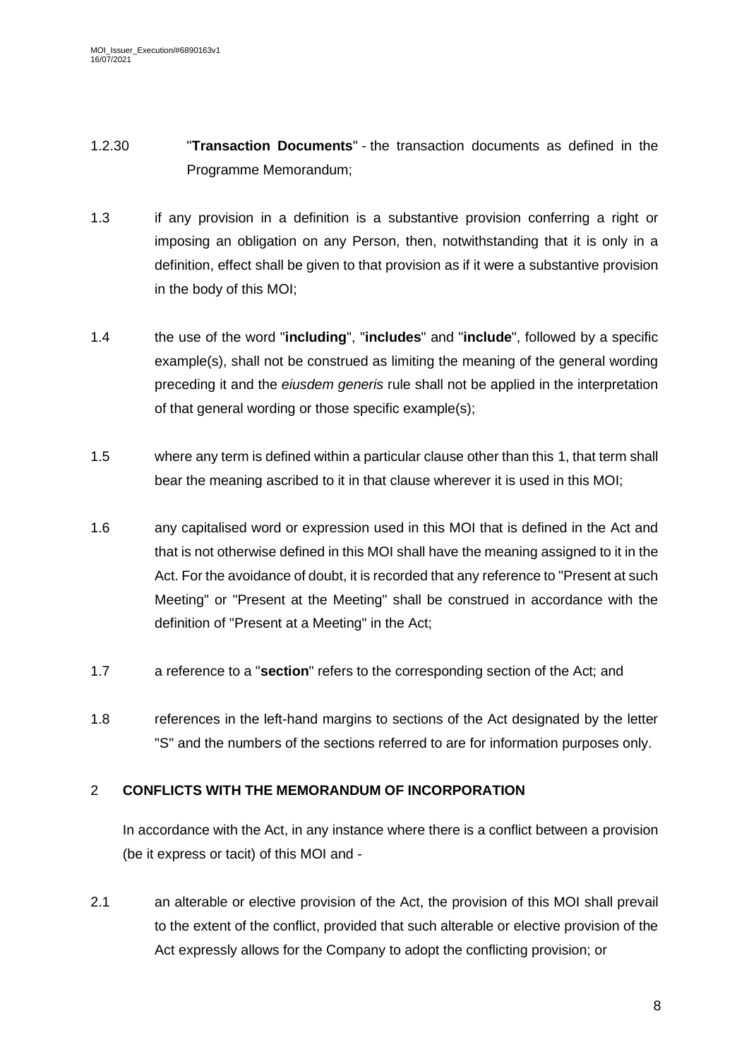1.2.30 "**Transaction Documents**" - the transaction documents as defined in the Programme Memorandum;

1.3 if any provision in a definition is a substantive provision conferring a right or imposing an obligation on any Person, then, notwithstanding that it is only in a definition, effect shall be given to that provision as if it were a substantive provision in the body of this MOI;

1.4 the use of the word "**including**", "**includes**" and "**include**", followed by a specific example(s), shall not be construed as limiting the meaning of the general wording preceding it and the *eiusdem generis* rule shall not be applied in the interpretation of that general wording or those specific example(s);

1.5 where any term is defined within a particular clause other than this 1, that term shall bear the meaning ascribed to it in that clause wherever it is used in this MOI;

1.6 any capitalised word or expression used in this MOI that is defined in the Act and that is not otherwise defined in this MOI shall have the meaning assigned to it in the Act. For the avoidance of doubt, it is recorded that any reference to "Present at such Meeting" or "Present at the Meeting" shall be construed in accordance with the definition of "Present at a Meeting" in the Act;

1.7 a reference to a "**section**" refers to the corresponding section of the Act; and

1.8 references in the left-hand margins to sections of the Act designated by the letter "S" and the numbers of the sections referred to are for information purposes only.

## 2 CONFLICTS WITH THE MEMORANDUM OF INCORPORATION

In accordance with the Act, in any instance where there is a conflict between a provision (be it express or tacit) of this MOI and -

2.1 an alterable or elective provision of the Act, the provision of this MOI shall prevail to the extent of the conflict, provided that such alterable or elective provision of the Act expressly allows for the Company to adopt the conflicting provision; or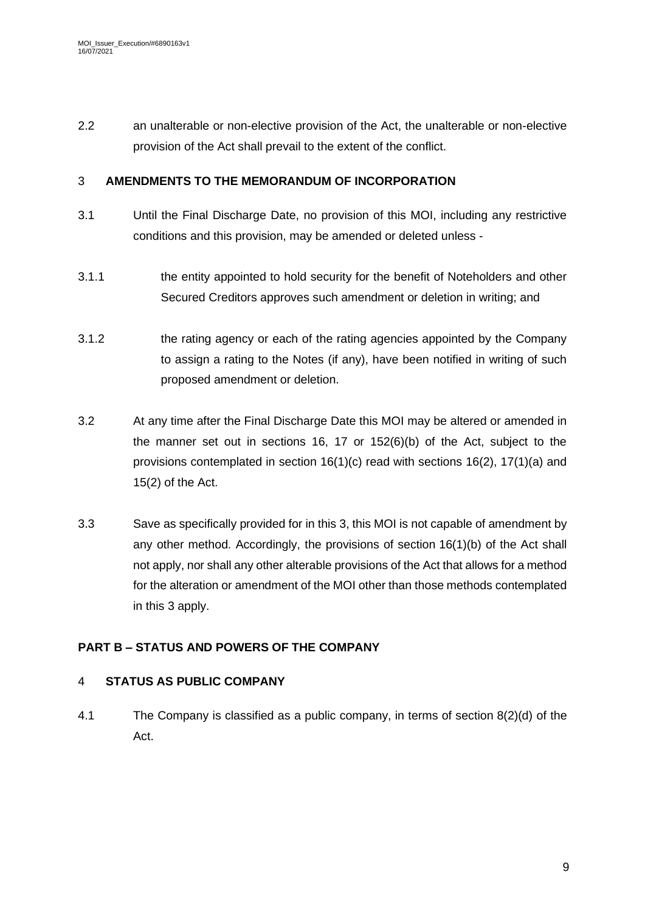2.2 an unalterable or non-elective provision of the Act, the unalterable or non-elective provision of the Act shall prevail to the extent of the conflict.

## 3 AMENDMENTS TO THE MEMORANDUM OF INCORPORATION

3.1 Until the Final Discharge Date, no provision of this MOI, including any restrictive conditions and this provision, may be amended or deleted unless -

3.1.1 the entity appointed to hold security for the benefit of Noteholders and other Secured Creditors approves such amendment or deletion in writing; and

3.1.2 the rating agency or each of the rating agencies appointed by the Company to assign a rating to the Notes (if any), have been notified in writing of such proposed amendment or deletion.

3.2 At any time after the Final Discharge Date this MOI may be altered or amended in the manner set out in sections 16, 17 or 152(6)(b) of the Act, subject to the provisions contemplated in section 16(1)(c) read with sections 16(2), 17(1)(a) and 15(2) of the Act.

3.3 Save as specifically provided for in this 3, this MOI is not capable of amendment by any other method. Accordingly, the provisions of section 16(1)(b) of the Act shall not apply, nor shall any other alterable provisions of the Act that allows for a method for the alteration or amendment of the MOI other than those methods contemplated in this 3 apply.

# PART B – STATUS AND POWERS OF THE COMPANY

## 4 STATUS AS PUBLIC COMPANY

4.1 The Company is classified as a public company, in terms of section 8(2)(d) of the Act.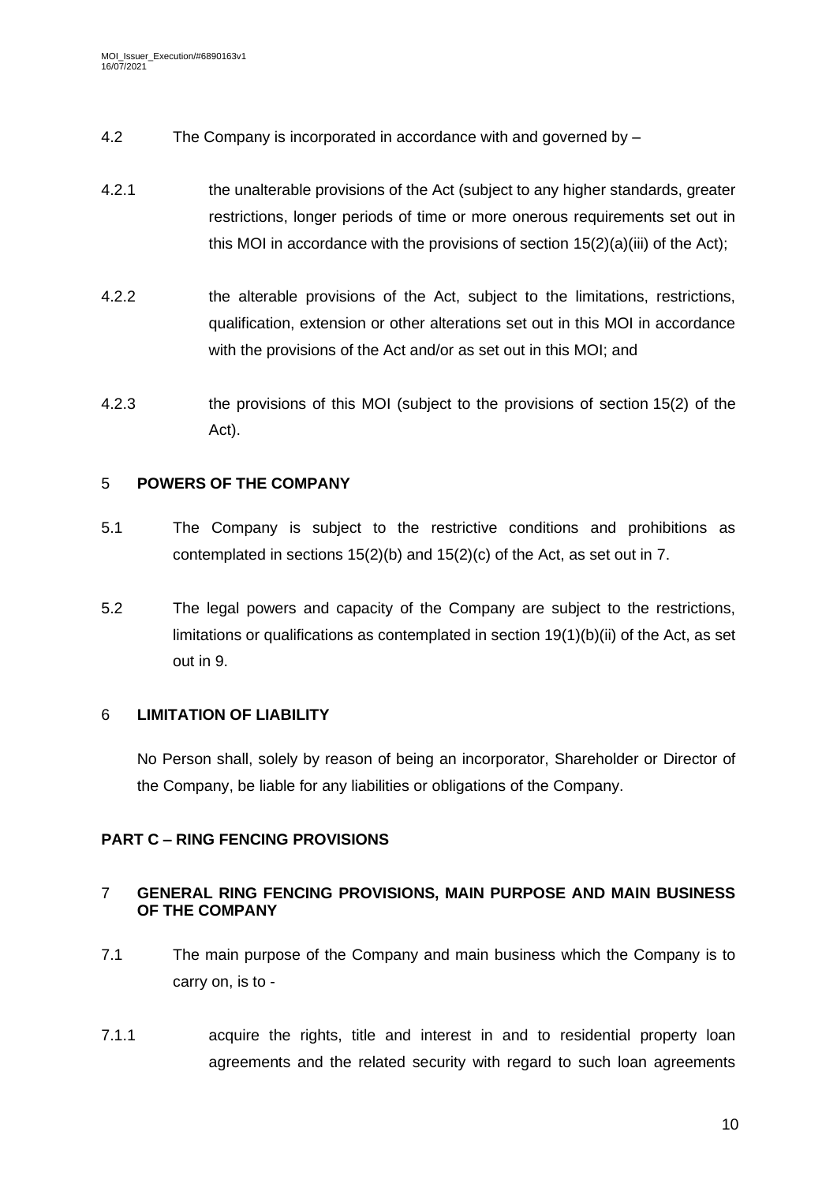4.2 The Company is incorporated in accordance with and governed by –

4.2.1 the unalterable provisions of the Act (subject to any higher standards, greater restrictions, longer periods of time or more onerous requirements set out in this MOI in accordance with the provisions of section 15(2)(a)(iii) of the Act);

4.2.2 the alterable provisions of the Act, subject to the limitations, restrictions, qualification, extension or other alterations set out in this MOI in accordance with the provisions of the Act and/or as set out in this MOI; and

4.2.3 the provisions of this MOI (subject to the provisions of section 15(2) of the Act).

## 5 POWERS OF THE COMPANY

5.1 The Company is subject to the restrictive conditions and prohibitions as contemplated in sections 15(2)(b) and 15(2)(c) of the Act, as set out in 7.

5.2 The legal powers and capacity of the Company are subject to the restrictions, limitations or qualifications as contemplated in section 19(1)(b)(ii) of the Act, as set out in 9.

## 6 LIMITATION OF LIABILITY

No Person shall, solely by reason of being an incorporator, Shareholder or Director of the Company, be liable for any liabilities or obligations of the Company.

# PART C – RING FENCING PROVISIONS

## 7 GENERAL RING FENCING PROVISIONS, MAIN PURPOSE AND MAIN BUSINESS OF THE COMPANY

7.1 The main purpose of the Company and main business which the Company is to carry on, is to -

7.1.1 acquire the rights, title and interest in and to residential property loan agreements and the related security with regard to such loan agreements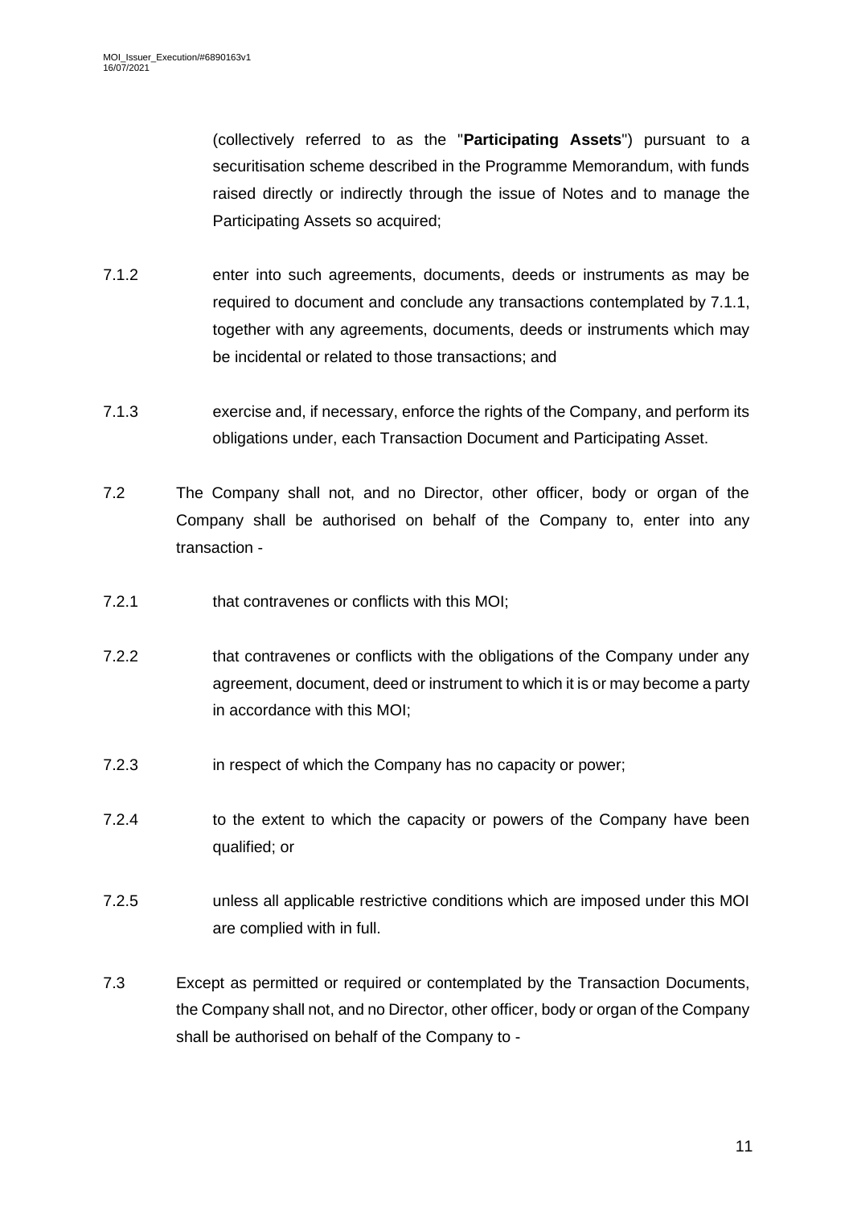(collectively referred to as the "**Participating Assets**") pursuant to a securitisation scheme described in the Programme Memorandum, with funds raised directly or indirectly through the issue of Notes and to manage the Participating Assets so acquired;

7.1.2 enter into such agreements, documents, deeds or instruments as may be required to document and conclude any transactions contemplated by 7.1.1, together with any agreements, documents, deeds or instruments which may be incidental or related to those transactions; and

7.1.3 exercise and, if necessary, enforce the rights of the Company, and perform its obligations under, each Transaction Document and Participating Asset.

7.2 The Company shall not, and no Director, other officer, body or organ of the Company shall be authorised on behalf of the Company to, enter into any transaction -

7.2.1 that contravenes or conflicts with this MOI;

7.2.2 that contravenes or conflicts with the obligations of the Company under any agreement, document, deed or instrument to which it is or may become a party in accordance with this MOI;

7.2.3 in respect of which the Company has no capacity or power;

7.2.4 to the extent to which the capacity or powers of the Company have been qualified; or

7.2.5 unless all applicable restrictive conditions which are imposed under this MOI are complied with in full.

7.3 Except as permitted or required or contemplated by the Transaction Documents, the Company shall not, and no Director, other officer, body or organ of the Company shall be authorised on behalf of the Company to -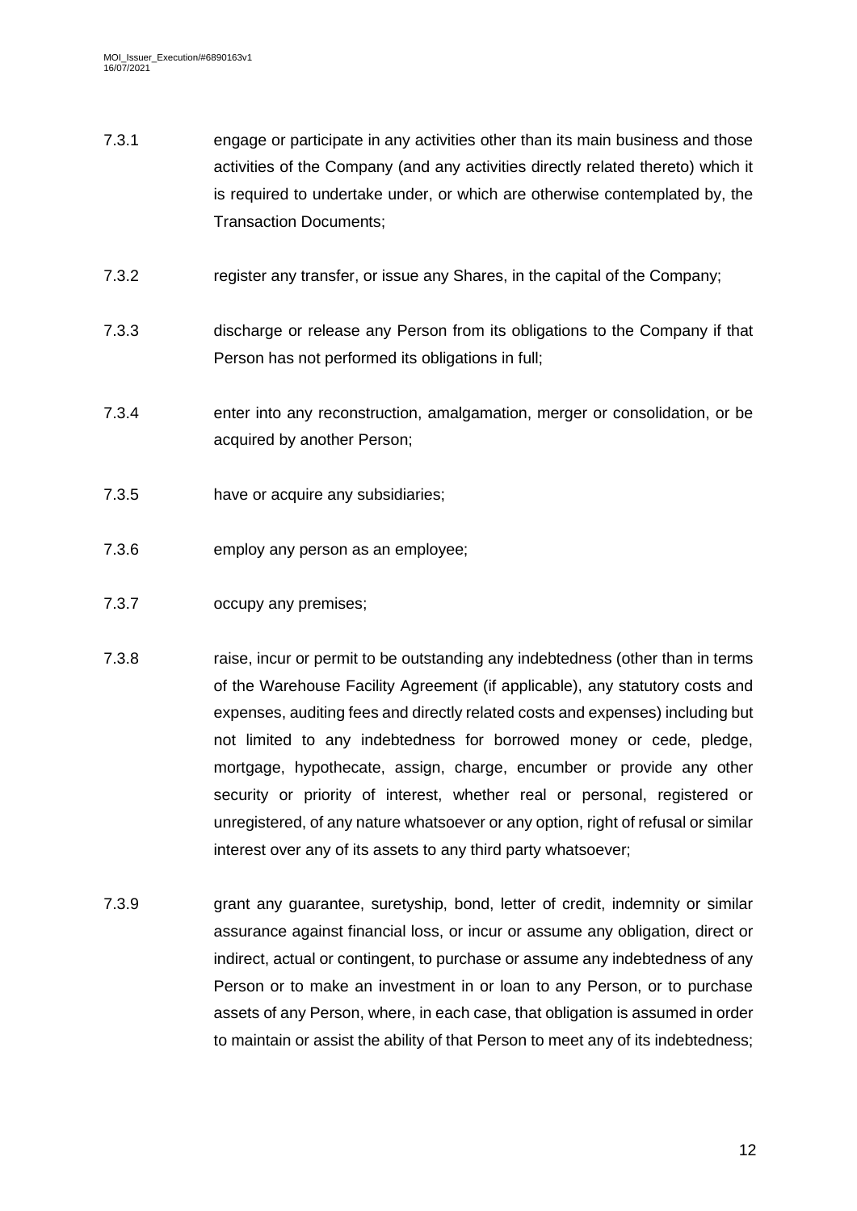7.3.1 engage or participate in any activities other than its main business and those activities of the Company (and any activities directly related thereto) which it is required to undertake under, or which are otherwise contemplated by, the Transaction Documents;

7.3.2 register any transfer, or issue any Shares, in the capital of the Company;

7.3.3 discharge or release any Person from its obligations to the Company if that Person has not performed its obligations in full;

7.3.4 enter into any reconstruction, amalgamation, merger or consolidation, or be acquired by another Person;

7.3.5 have or acquire any subsidiaries;

7.3.6 employ any person as an employee;

7.3.7 occupy any premises;

7.3.8 raise, incur or permit to be outstanding any indebtedness (other than in terms of the Warehouse Facility Agreement (if applicable), any statutory costs and expenses, auditing fees and directly related costs and expenses) including but not limited to any indebtedness for borrowed money or cede, pledge, mortgage, hypothecate, assign, charge, encumber or provide any other security or priority of interest, whether real or personal, registered or unregistered, of any nature whatsoever or any option, right of refusal or similar interest over any of its assets to any third party whatsoever;

7.3.9 grant any guarantee, suretyship, bond, letter of credit, indemnity or similar assurance against financial loss, or incur or assume any obligation, direct or indirect, actual or contingent, to purchase or assume any indebtedness of any Person or to make an investment in or loan to any Person, or to purchase assets of any Person, where, in each case, that obligation is assumed in order to maintain or assist the ability of that Person to meet any of its indebtedness;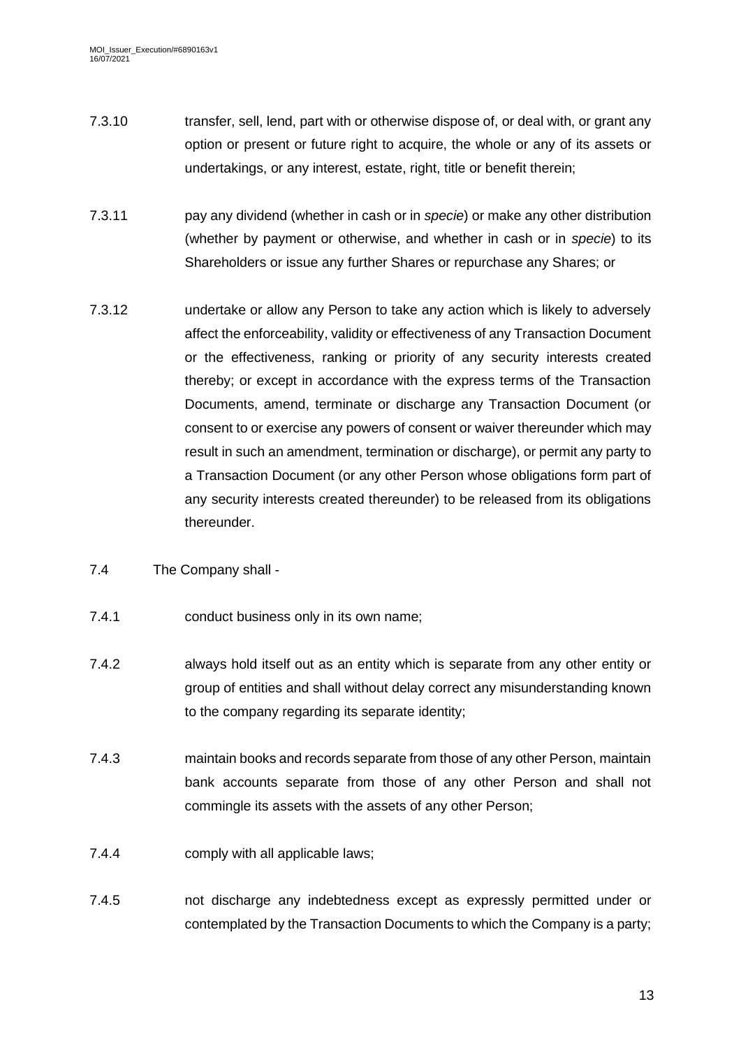7.3.10 transfer, sell, lend, part with or otherwise dispose of, or deal with, or grant any option or present or future right to acquire, the whole or any of its assets or undertakings, or any interest, estate, right, title or benefit therein;

7.3.11 pay any dividend (whether in cash or in *specie*) or make any other distribution (whether by payment or otherwise, and whether in cash or in *specie*) to its Shareholders or issue any further Shares or repurchase any Shares; or

7.3.12 undertake or allow any Person to take any action which is likely to adversely affect the enforceability, validity or effectiveness of any Transaction Document or the effectiveness, ranking or priority of any security interests created thereby; or except in accordance with the express terms of the Transaction Documents, amend, terminate or discharge any Transaction Document (or consent to or exercise any powers of consent or waiver thereunder which may result in such an amendment, termination or discharge), or permit any party to a Transaction Document (or any other Person whose obligations form part of any security interests created thereunder) to be released from its obligations thereunder.

7.4 The Company shall -

7.4.1 conduct business only in its own name;

7.4.2 always hold itself out as an entity which is separate from any other entity or group of entities and shall without delay correct any misunderstanding known to the company regarding its separate identity;

7.4.3 maintain books and records separate from those of any other Person, maintain bank accounts separate from those of any other Person and shall not commingle its assets with the assets of any other Person;

7.4.4 comply with all applicable laws;

7.4.5 not discharge any indebtedness except as expressly permitted under or contemplated by the Transaction Documents to which the Company is a party;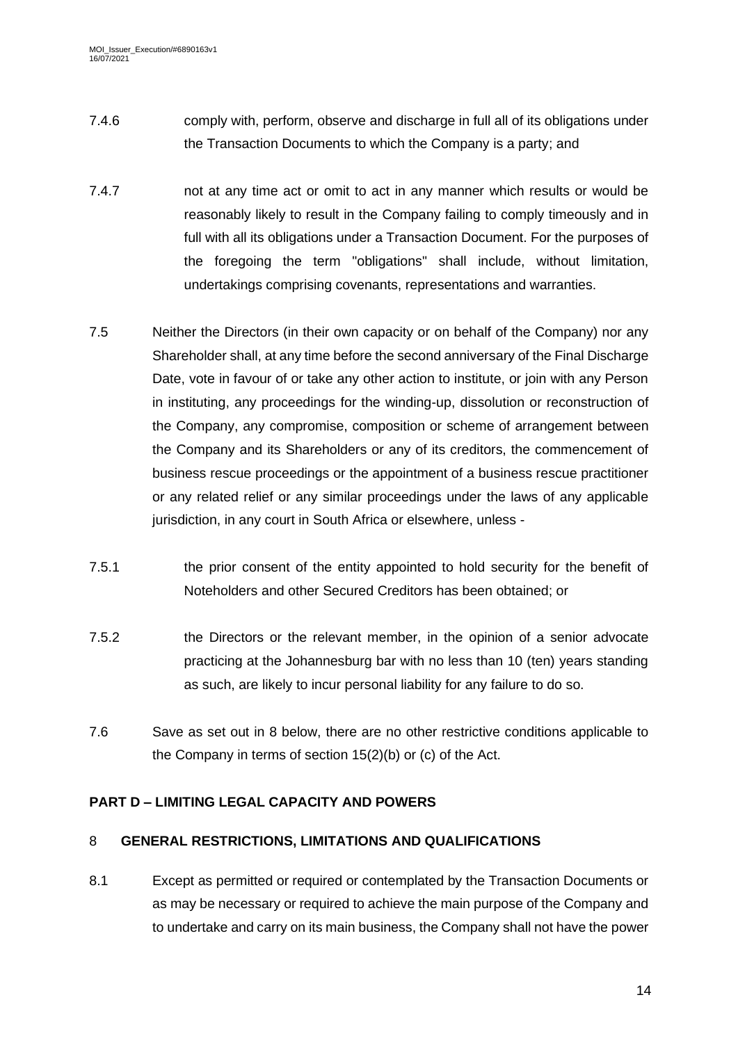7.4.6 comply with, perform, observe and discharge in full all of its obligations under the Transaction Documents to which the Company is a party; and

7.4.7 not at any time act or omit to act in any manner which results or would be reasonably likely to result in the Company failing to comply timeously and in full with all its obligations under a Transaction Document. For the purposes of the foregoing the term "obligations" shall include, without limitation, undertakings comprising covenants, representations and warranties.

7.5 Neither the Directors (in their own capacity or on behalf of the Company) nor any Shareholder shall, at any time before the second anniversary of the Final Discharge Date, vote in favour of or take any other action to institute, or join with any Person in instituting, any proceedings for the winding-up, dissolution or reconstruction of the Company, any compromise, composition or scheme of arrangement between the Company and its Shareholders or any of its creditors, the commencement of business rescue proceedings or the appointment of a business rescue practitioner or any related relief or any similar proceedings under the laws of any applicable jurisdiction, in any court in South Africa or elsewhere, unless -

7.5.1 the prior consent of the entity appointed to hold security for the benefit of Noteholders and other Secured Creditors has been obtained; or

7.5.2 the Directors or the relevant member, in the opinion of a senior advocate practicing at the Johannesburg bar with no less than 10 (ten) years standing as such, are likely to incur personal liability for any failure to do so.

7.6 Save as set out in 8 below, there are no other restrictive conditions applicable to the Company in terms of section 15(2)(b) or (c) of the Act.

## PART D – LIMITING LEGAL CAPACITY AND POWERS

### 8 GENERAL RESTRICTIONS, LIMITATIONS AND QUALIFICATIONS

8.1 Except as permitted or required or contemplated by the Transaction Documents or as may be necessary or required to achieve the main purpose of the Company and to undertake and carry on its main business, the Company shall not have the power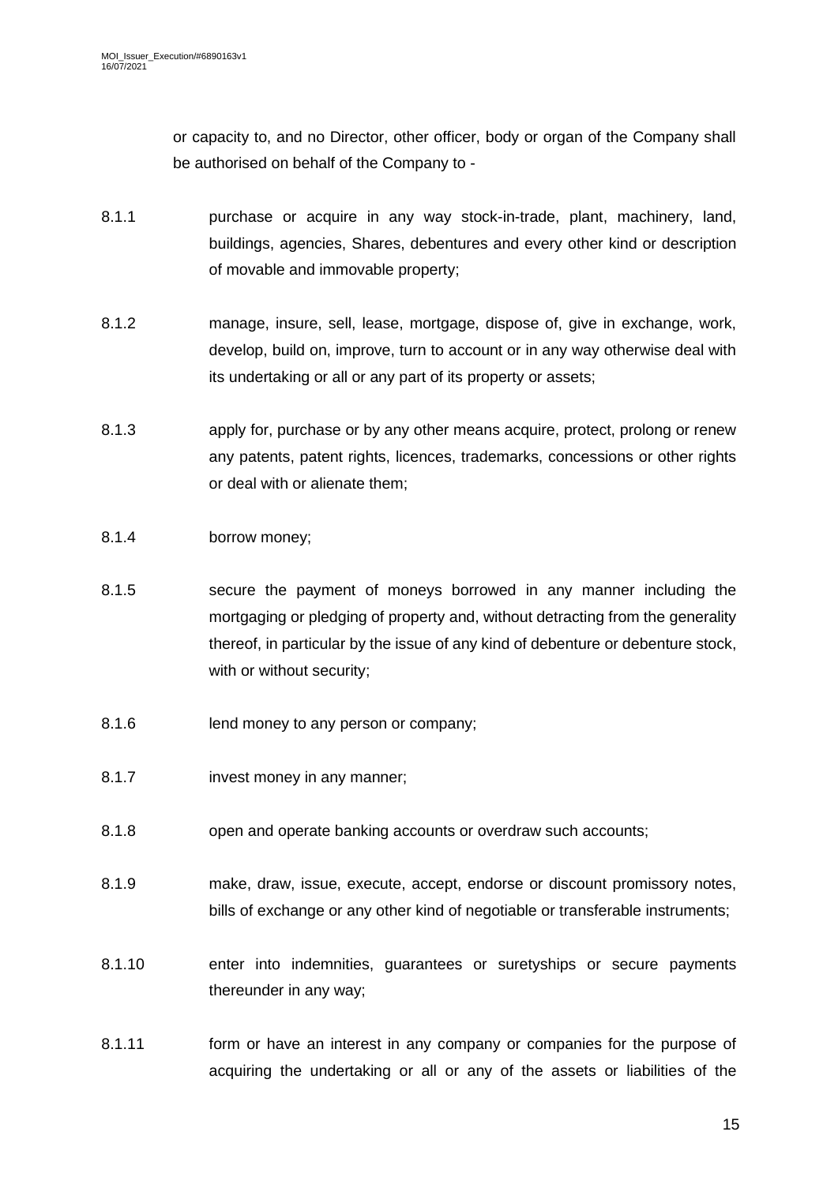or capacity to, and no Director, other officer, body or organ of the Company shall be authorised on behalf of the Company to -

8.1.1 purchase or acquire in any way stock-in-trade, plant, machinery, land, buildings, agencies, Shares, debentures and every other kind or description of movable and immovable property;

8.1.2 manage, insure, sell, lease, mortgage, dispose of, give in exchange, work, develop, build on, improve, turn to account or in any way otherwise deal with its undertaking or all or any part of its property or assets;

8.1.3 apply for, purchase or by any other means acquire, protect, prolong or renew any patents, patent rights, licences, trademarks, concessions or other rights or deal with or alienate them;

8.1.4 borrow money;

8.1.5 secure the payment of moneys borrowed in any manner including the mortgaging or pledging of property and, without detracting from the generality thereof, in particular by the issue of any kind of debenture or debenture stock, with or without security;

8.1.6 lend money to any person or company;

8.1.7 invest money in any manner;

8.1.8 open and operate banking accounts or overdraw such accounts;

8.1.9 make, draw, issue, execute, accept, endorse or discount promissory notes, bills of exchange or any other kind of negotiable or transferable instruments;

8.1.10 enter into indemnities, guarantees or suretyships or secure payments thereunder in any way;

8.1.11 form or have an interest in any company or companies for the purpose of acquiring the undertaking or all or any of the assets or liabilities of the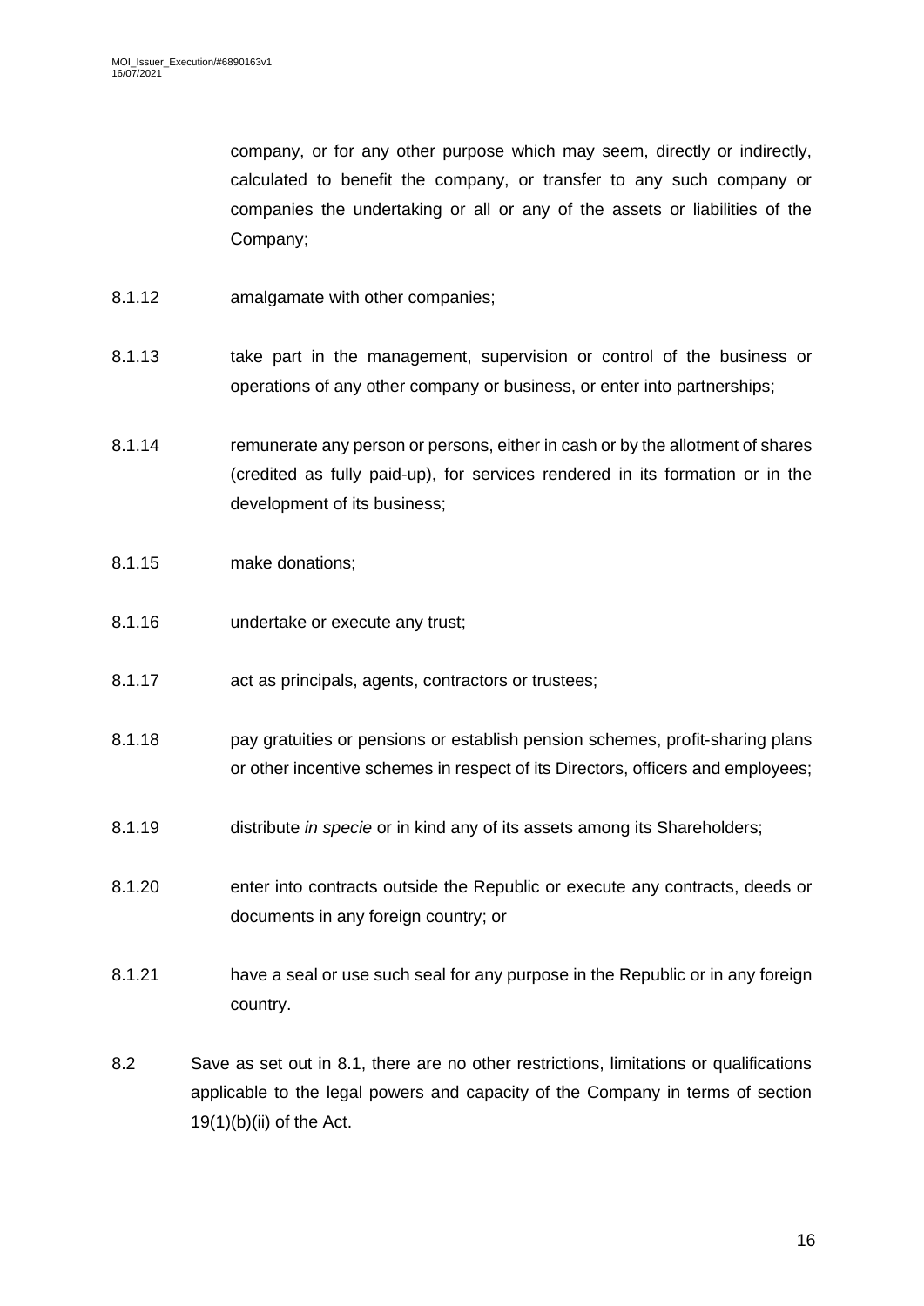company, or for any other purpose which may seem, directly or indirectly, calculated to benefit the company, or transfer to any such company or companies the undertaking or all or any of the assets or liabilities of the Company;

8.1.12 amalgamate with other companies;

8.1.13 take part in the management, supervision or control of the business or operations of any other company or business, or enter into partnerships;

8.1.14 remunerate any person or persons, either in cash or by the allotment of shares (credited as fully paid-up), for services rendered in its formation or in the development of its business;

8.1.15 make donations;

8.1.16 undertake or execute any trust;

8.1.17 act as principals, agents, contractors or trustees;

8.1.18 pay gratuities or pensions or establish pension schemes, profit-sharing plans or other incentive schemes in respect of its Directors, officers and employees;

8.1.19 distribute *in specie* or in kind any of its assets among its Shareholders;

8.1.20 enter into contracts outside the Republic or execute any contracts, deeds or documents in any foreign country; or

8.1.21 have a seal or use such seal for any purpose in the Republic or in any foreign country.

8.2 Save as set out in 8.1, there are no other restrictions, limitations or qualifications applicable to the legal powers and capacity of the Company in terms of section 19(1)(b)(ii) of the Act.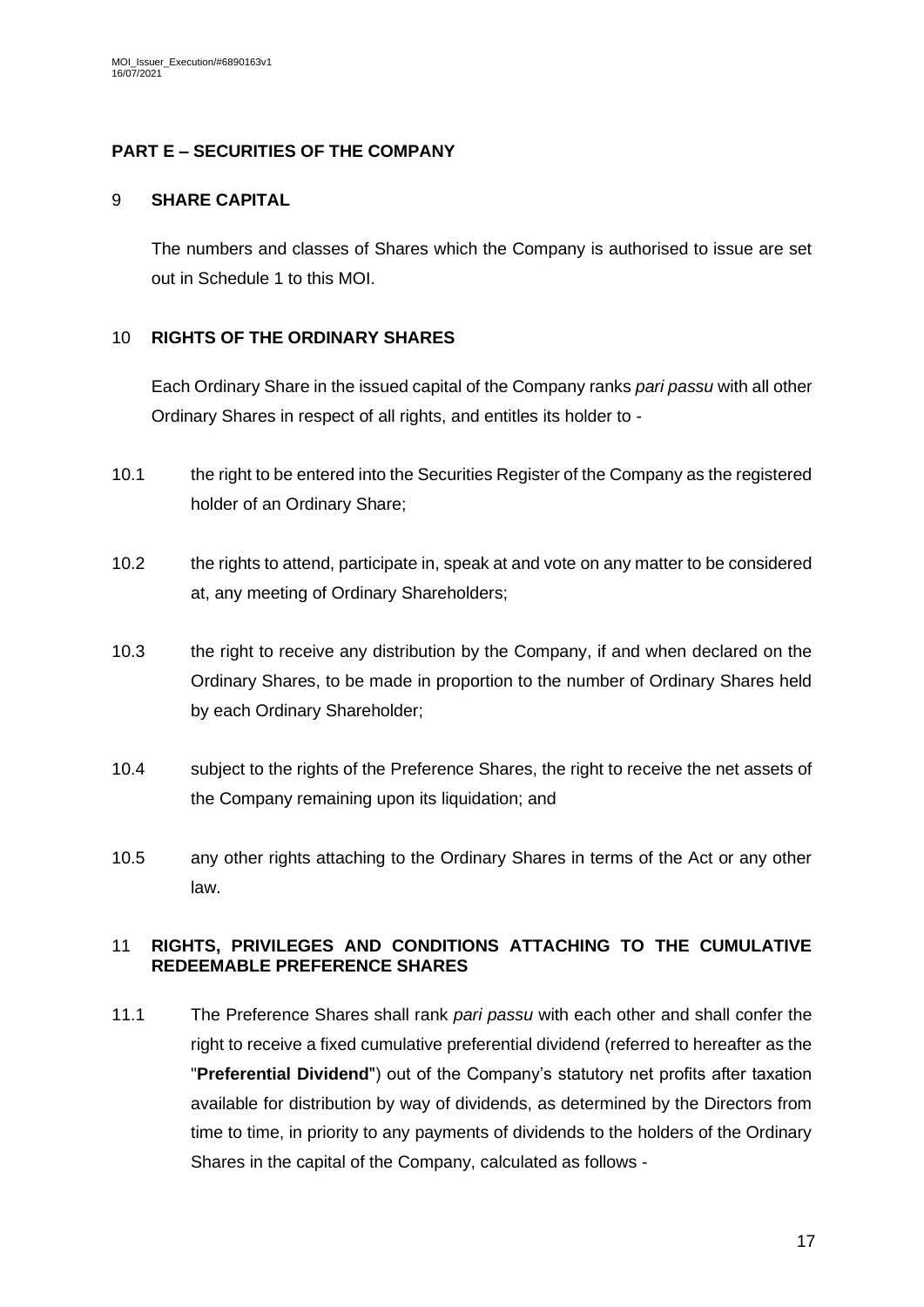## PART E – SECURITIES OF THE COMPANY

### 9 SHARE CAPITAL

The numbers and classes of Shares which the Company is authorised to issue are set out in Schedule 1 to this MOI.

### 10 RIGHTS OF THE ORDINARY SHARES

Each Ordinary Share in the issued capital of the Company ranks *pari passu* with all other Ordinary Shares in respect of all rights, and entitles its holder to -

10.1 the right to be entered into the Securities Register of the Company as the registered holder of an Ordinary Share;

10.2 the rights to attend, participate in, speak at and vote on any matter to be considered at, any meeting of Ordinary Shareholders;

10.3 the right to receive any distribution by the Company, if and when declared on the Ordinary Shares, to be made in proportion to the number of Ordinary Shares held by each Ordinary Shareholder;

10.4 subject to the rights of the Preference Shares, the right to receive the net assets of the Company remaining upon its liquidation; and

10.5 any other rights attaching to the Ordinary Shares in terms of the Act or any other law.

### 11 RIGHTS, PRIVILEGES AND CONDITIONS ATTACHING TO THE CUMULATIVE REDEEMABLE PREFERENCE SHARES

11.1 The Preference Shares shall rank *pari passu* with each other and shall confer the right to receive a fixed cumulative preferential dividend (referred to hereafter as the "**Preferential Dividend**") out of the Company's statutory net profits after taxation available for distribution by way of dividends, as determined by the Directors from time to time, in priority to any payments of dividends to the holders of the Ordinary Shares in the capital of the Company, calculated as follows -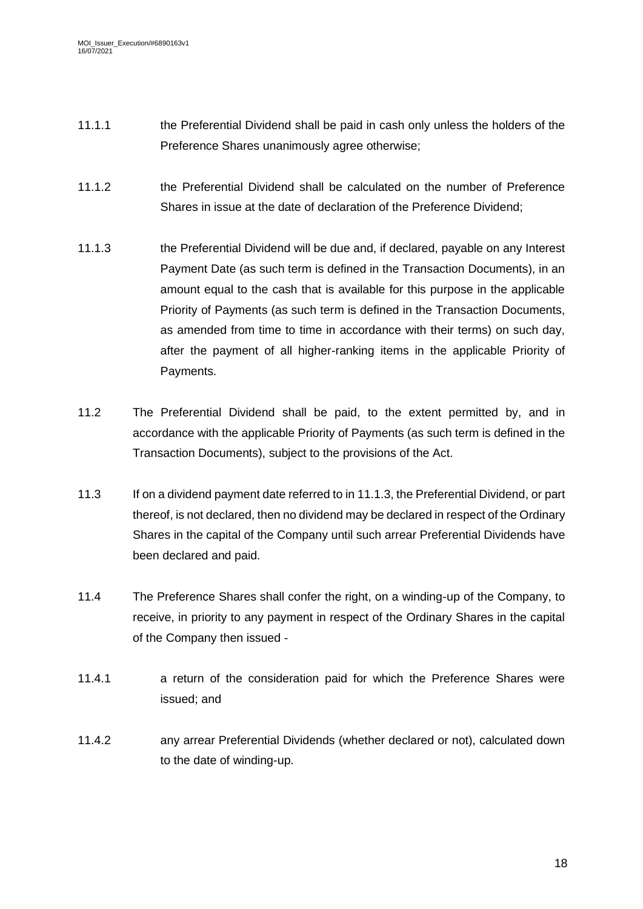11.1.1 the Preferential Dividend shall be paid in cash only unless the holders of the Preference Shares unanimously agree otherwise;

11.1.2 the Preferential Dividend shall be calculated on the number of Preference Shares in issue at the date of declaration of the Preference Dividend;

11.1.3 the Preferential Dividend will be due and, if declared, payable on any Interest Payment Date (as such term is defined in the Transaction Documents), in an amount equal to the cash that is available for this purpose in the applicable Priority of Payments (as such term is defined in the Transaction Documents, as amended from time to time in accordance with their terms) on such day, after the payment of all higher-ranking items in the applicable Priority of Payments.

11.2 The Preferential Dividend shall be paid, to the extent permitted by, and in accordance with the applicable Priority of Payments (as such term is defined in the Transaction Documents), subject to the provisions of the Act.

11.3 If on a dividend payment date referred to in 11.1.3, the Preferential Dividend, or part thereof, is not declared, then no dividend may be declared in respect of the Ordinary Shares in the capital of the Company until such arrear Preferential Dividends have been declared and paid.

11.4 The Preference Shares shall confer the right, on a winding-up of the Company, to receive, in priority to any payment in respect of the Ordinary Shares in the capital of the Company then issued -

11.4.1 a return of the consideration paid for which the Preference Shares were issued; and

11.4.2 any arrear Preferential Dividends (whether declared or not), calculated down to the date of winding-up.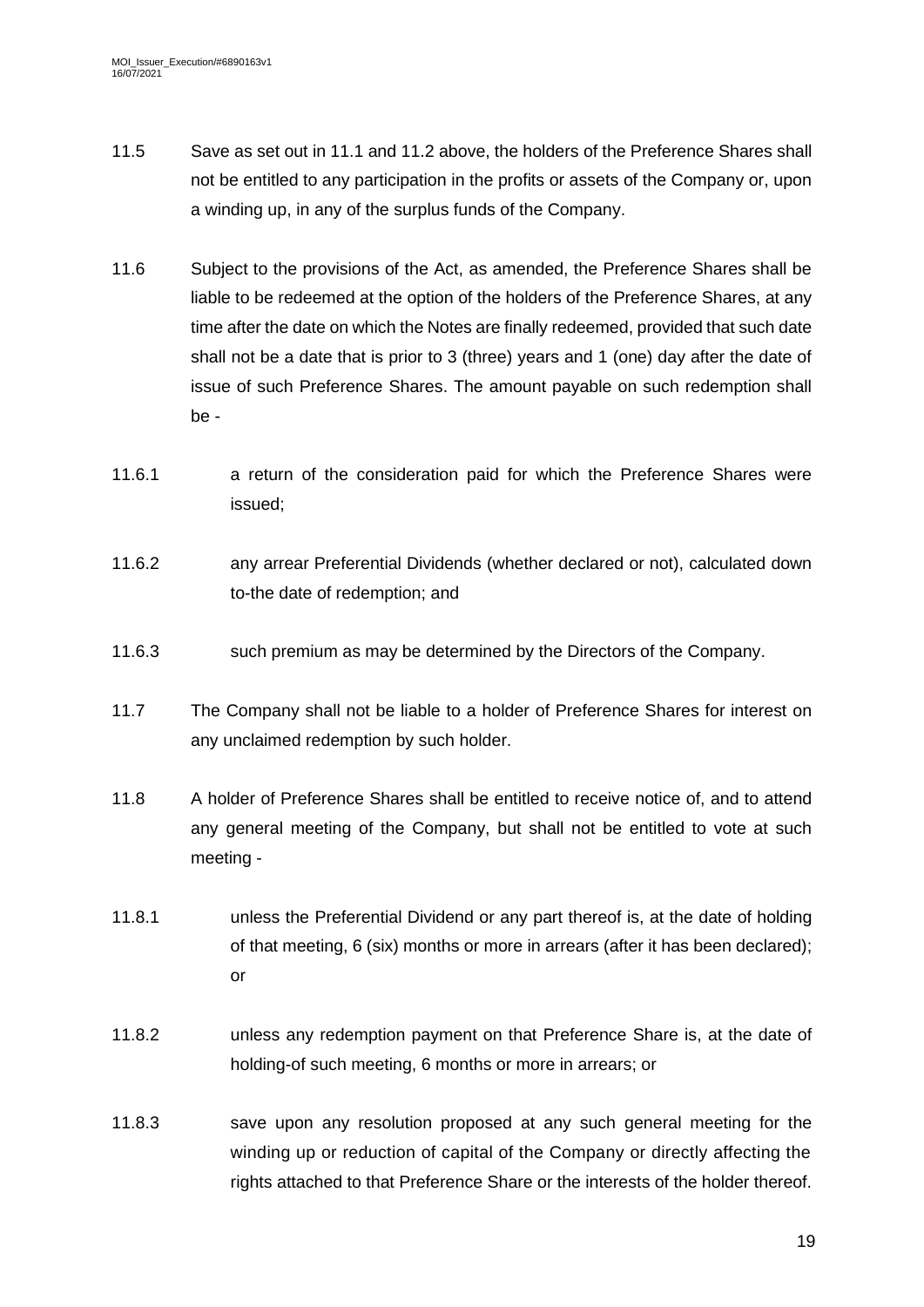11.5 Save as set out in 11.1 and 11.2 above, the holders of the Preference Shares shall not be entitled to any participation in the profits or assets of the Company or, upon a winding up, in any of the surplus funds of the Company.

11.6 Subject to the provisions of the Act, as amended, the Preference Shares shall be liable to be redeemed at the option of the holders of the Preference Shares, at any time after the date on which the Notes are finally redeemed, provided that such date shall not be a date that is prior to 3 (three) years and 1 (one) day after the date of issue of such Preference Shares. The amount payable on such redemption shall be -

11.6.1 a return of the consideration paid for which the Preference Shares were issued;

11.6.2 any arrear Preferential Dividends (whether declared or not), calculated down to-the date of redemption; and

11.6.3 such premium as may be determined by the Directors of the Company.

11.7 The Company shall not be liable to a holder of Preference Shares for interest on any unclaimed redemption by such holder.

11.8 A holder of Preference Shares shall be entitled to receive notice of, and to attend any general meeting of the Company, but shall not be entitled to vote at such meeting -

11.8.1 unless the Preferential Dividend or any part thereof is, at the date of holding of that meeting, 6 (six) months or more in arrears (after it has been declared); or

11.8.2 unless any redemption payment on that Preference Share is, at the date of holding-of such meeting, 6 months or more in arrears; or

11.8.3 save upon any resolution proposed at any such general meeting for the winding up or reduction of capital of the Company or directly affecting the rights attached to that Preference Share or the interests of the holder thereof.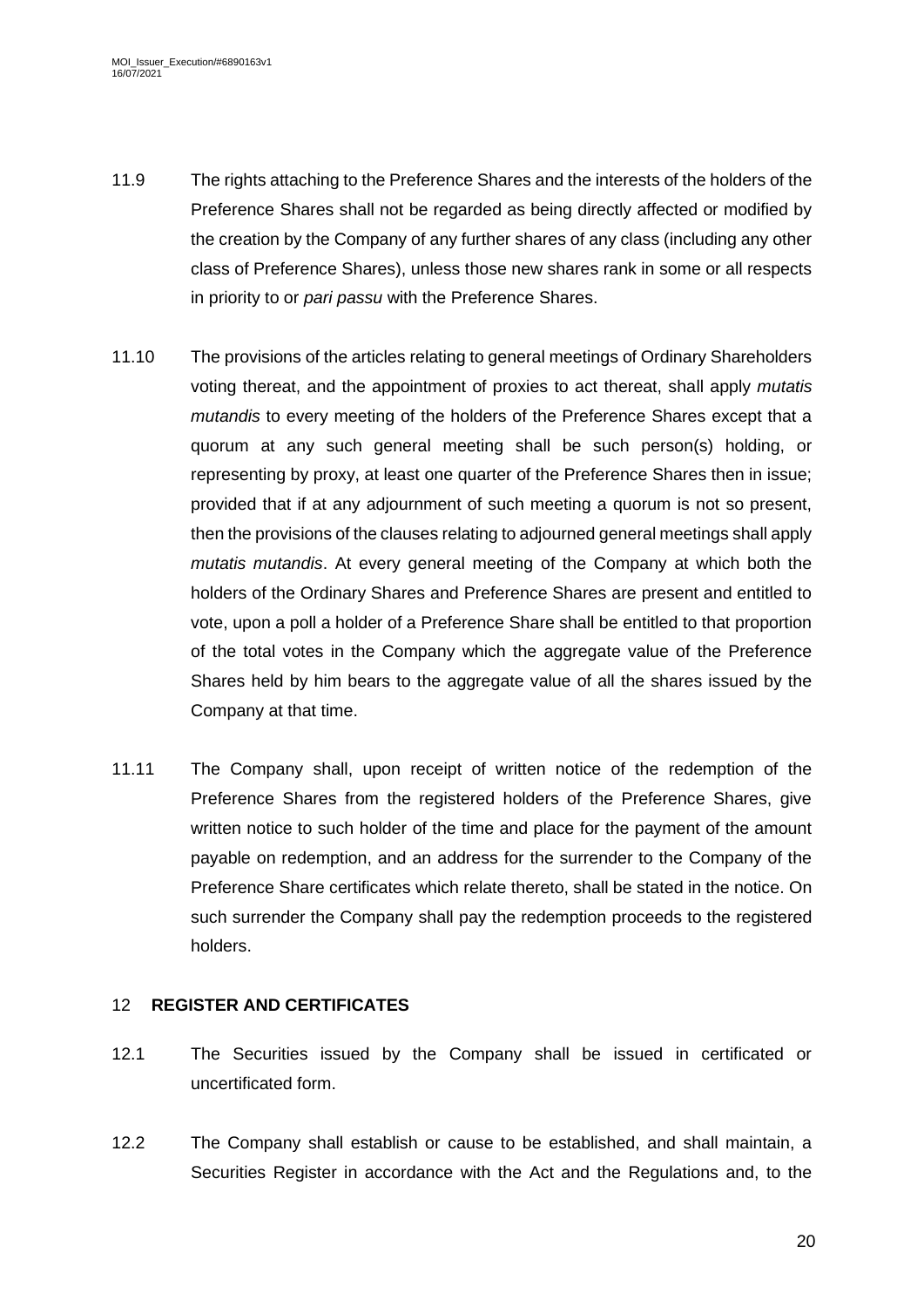11.9 The rights attaching to the Preference Shares and the interests of the holders of the Preference Shares shall not be regarded as being directly affected or modified by the creation by the Company of any further shares of any class (including any other class of Preference Shares), unless those new shares rank in some or all respects in priority to or *pari passu* with the Preference Shares.

11.10 The provisions of the articles relating to general meetings of Ordinary Shareholders voting thereat, and the appointment of proxies to act thereat, shall apply *mutatis mutandis* to every meeting of the holders of the Preference Shares except that a quorum at any such general meeting shall be such person(s) holding, or representing by proxy, at least one quarter of the Preference Shares then in issue; provided that if at any adjournment of such meeting a quorum is not so present, then the provisions of the clauses relating to adjourned general meetings shall apply *mutatis mutandis*. At every general meeting of the Company at which both the holders of the Ordinary Shares and Preference Shares are present and entitled to vote, upon a poll a holder of a Preference Share shall be entitled to that proportion of the total votes in the Company which the aggregate value of the Preference Shares held by him bears to the aggregate value of all the shares issued by the Company at that time.

11.11 The Company shall, upon receipt of written notice of the redemption of the Preference Shares from the registered holders of the Preference Shares, give written notice to such holder of the time and place for the payment of the amount payable on redemption, and an address for the surrender to the Company of the Preference Share certificates which relate thereto, shall be stated in the notice. On such surrender the Company shall pay the redemption proceeds to the registered holders.

## 12 **REGISTER AND CERTIFICATES**

12.1 The Securities issued by the Company shall be issued in certificated or uncertificated form.

12.2 The Company shall establish or cause to be established, and shall maintain, a Securities Register in accordance with the Act and the Regulations and, to the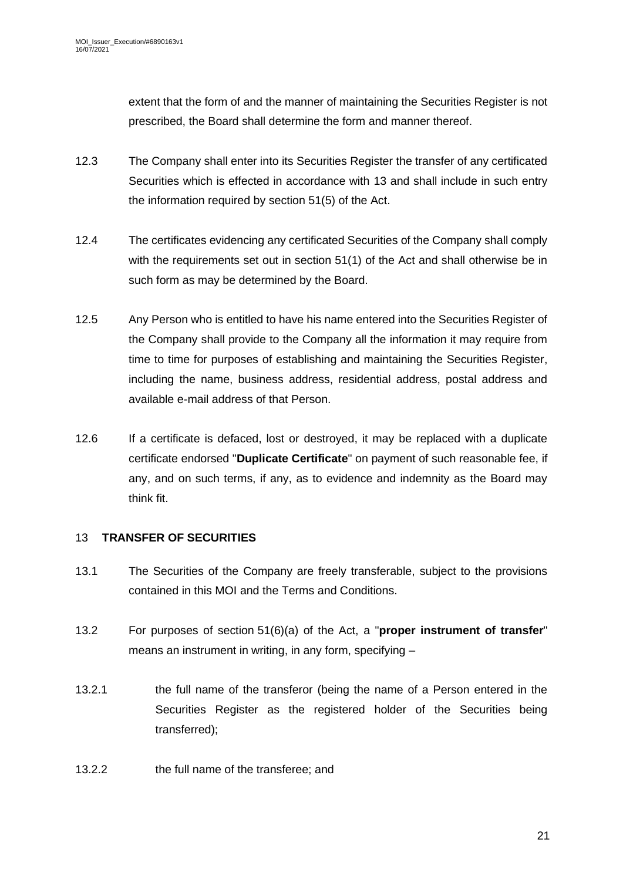extent that the form of and the manner of maintaining the Securities Register is not prescribed, the Board shall determine the form and manner thereof.

12.3 The Company shall enter into its Securities Register the transfer of any certificated Securities which is effected in accordance with 13 and shall include in such entry the information required by section 51(5) of the Act.

12.4 The certificates evidencing any certificated Securities of the Company shall comply with the requirements set out in section 51(1) of the Act and shall otherwise be in such form as may be determined by the Board.

12.5 Any Person who is entitled to have his name entered into the Securities Register of the Company shall provide to the Company all the information it may require from time to time for purposes of establishing and maintaining the Securities Register, including the name, business address, residential address, postal address and available e-mail address of that Person.

12.6 If a certificate is defaced, lost or destroyed, it may be replaced with a duplicate certificate endorsed "**Duplicate Certificate**" on payment of such reasonable fee, if any, and on such terms, if any, as to evidence and indemnity as the Board may think fit.

## 13 TRANSFER OF SECURITIES

13.1 The Securities of the Company are freely transferable, subject to the provisions contained in this MOI and the Terms and Conditions.

13.2 For purposes of section 51(6)(a) of the Act, a "**proper instrument of transfer**" means an instrument in writing, in any form, specifying –

13.2.1 the full name of the transferor (being the name of a Person entered in the Securities Register as the registered holder of the Securities being transferred);

13.2.2 the full name of the transferee; and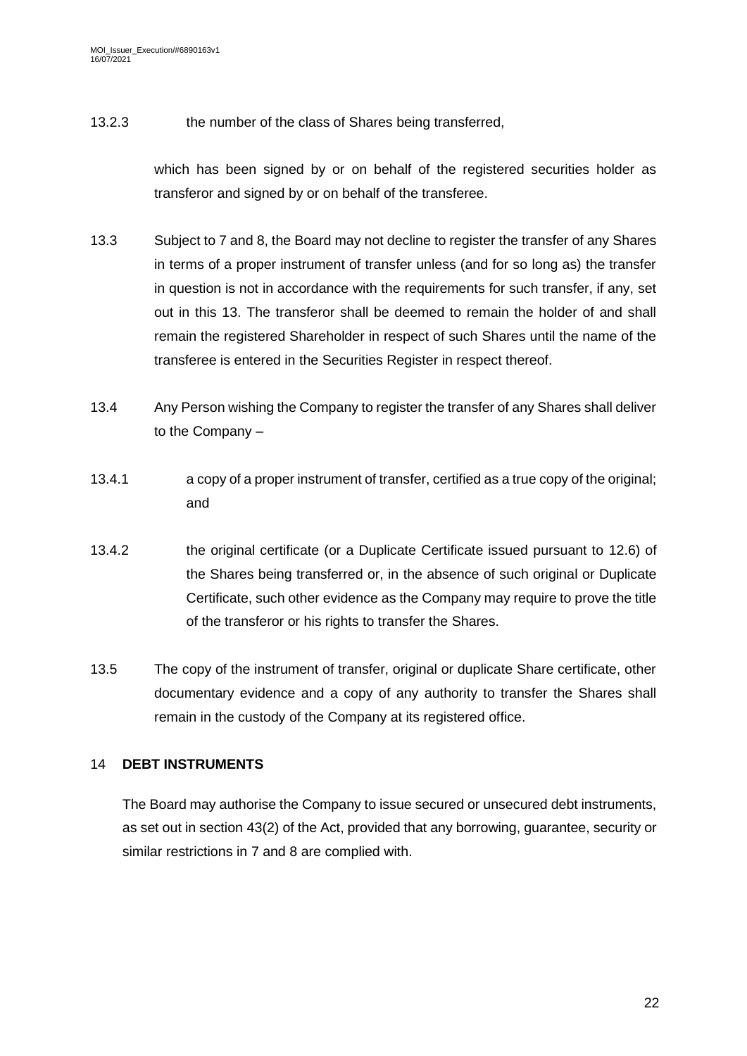13.2.3 the number of the class of Shares being transferred,

which has been signed by or on behalf of the registered securities holder as transferor and signed by or on behalf of the transferee.

13.3 Subject to 7 and 8, the Board may not decline to register the transfer of any Shares in terms of a proper instrument of transfer unless (and for so long as) the transfer in question is not in accordance with the requirements for such transfer, if any, set out in this 13. The transferor shall be deemed to remain the holder of and shall remain the registered Shareholder in respect of such Shares until the name of the transferee is entered in the Securities Register in respect thereof.

13.4 Any Person wishing the Company to register the transfer of any Shares shall deliver to the Company –

13.4.1 a copy of a proper instrument of transfer, certified as a true copy of the original; and

13.4.2 the original certificate (or a Duplicate Certificate issued pursuant to 12.6) of the Shares being transferred or, in the absence of such original or Duplicate Certificate, such other evidence as the Company may require to prove the title of the transferor or his rights to transfer the Shares.

13.5 The copy of the instrument of transfer, original or duplicate Share certificate, other documentary evidence and a copy of any authority to transfer the Shares shall remain in the custody of the Company at its registered office.

## 14 DEBT INSTRUMENTS

The Board may authorise the Company to issue secured or unsecured debt instruments, as set out in section 43(2) of the Act, provided that any borrowing, guarantee, security or similar restrictions in 7 and 8 are complied with.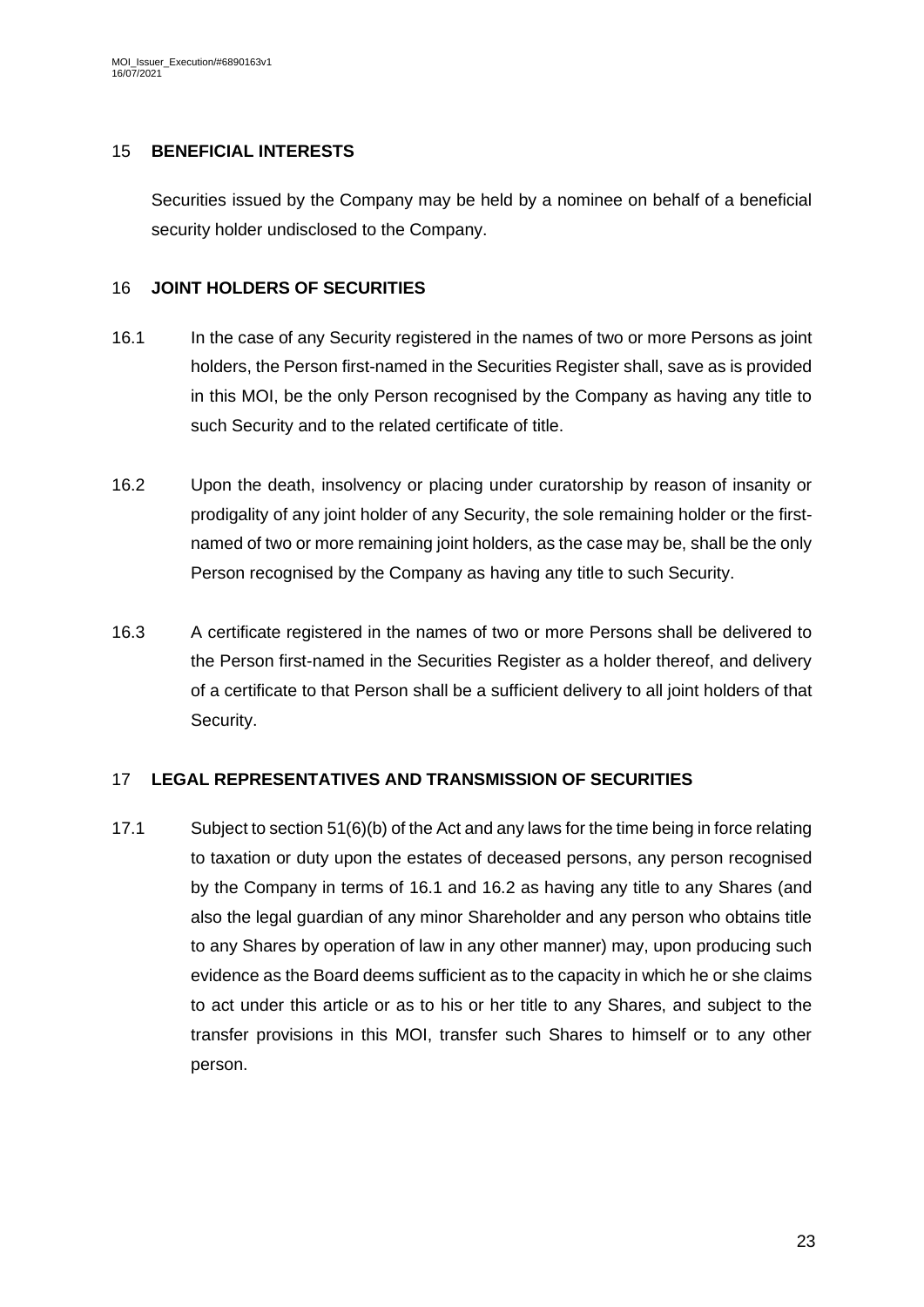## 15 BENEFICIAL INTERESTS

Securities issued by the Company may be held by a nominee on behalf of a beneficial security holder undisclosed to the Company.

## 16 JOINT HOLDERS OF SECURITIES

16.1 In the case of any Security registered in the names of two or more Persons as joint holders, the Person first-named in the Securities Register shall, save as is provided in this MOI, be the only Person recognised by the Company as having any title to such Security and to the related certificate of title.

16.2 Upon the death, insolvency or placing under curatorship by reason of insanity or prodigality of any joint holder of any Security, the sole remaining holder or the first-named of two or more remaining joint holders, as the case may be, shall be the only Person recognised by the Company as having any title to such Security.

16.3 A certificate registered in the names of two or more Persons shall be delivered to the Person first-named in the Securities Register as a holder thereof, and delivery of a certificate to that Person shall be a sufficient delivery to all joint holders of that Security.

## 17 LEGAL REPRESENTATIVES AND TRANSMISSION OF SECURITIES

17.1 Subject to section 51(6)(b) of the Act and any laws for the time being in force relating to taxation or duty upon the estates of deceased persons, any person recognised by the Company in terms of 16.1 and 16.2 as having any title to any Shares (and also the legal guardian of any minor Shareholder and any person who obtains title to any Shares by operation of law in any other manner) may, upon producing such evidence as the Board deems sufficient as to the capacity in which he or she claims to act under this article or as to his or her title to any Shares, and subject to the transfer provisions in this MOI, transfer such Shares to himself or to any other person.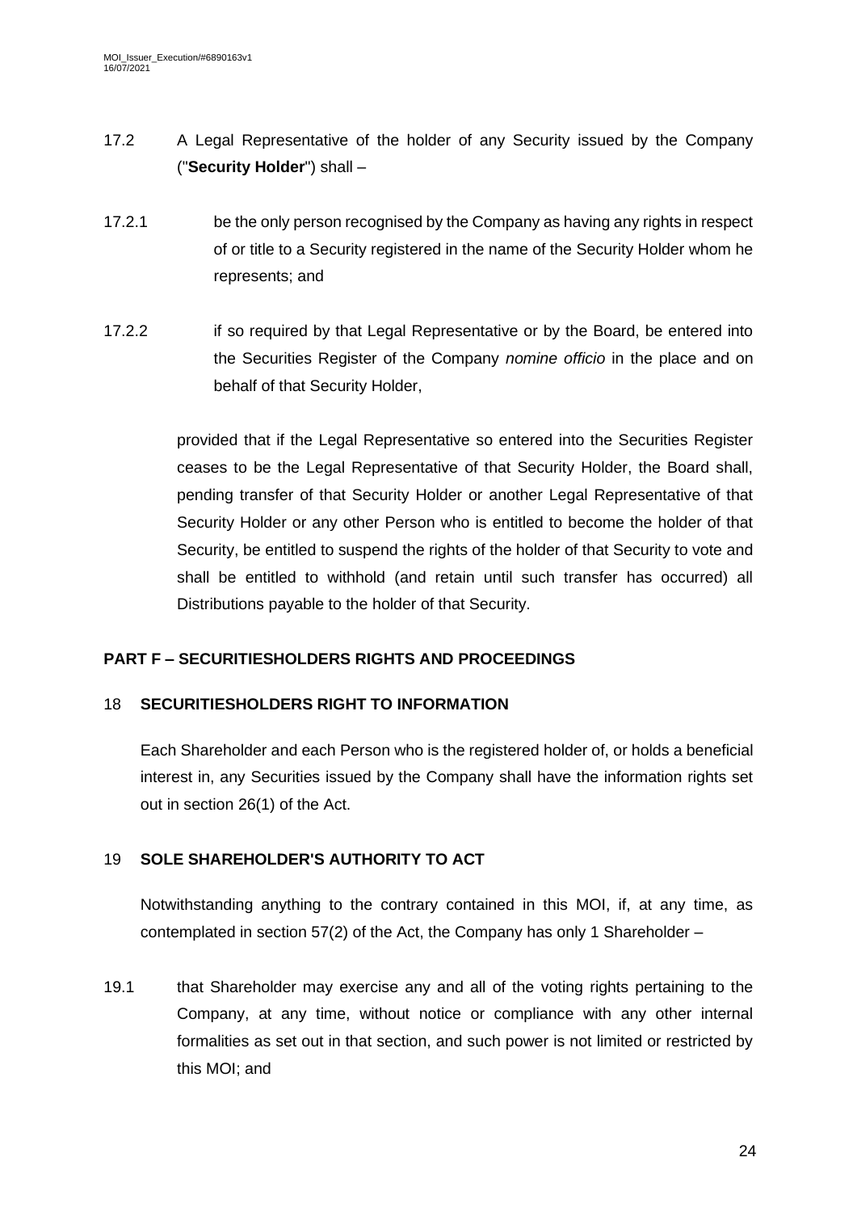17.2 A Legal Representative of the holder of any Security issued by the Company ("**Security Holder**") shall –

17.2.1 be the only person recognised by the Company as having any rights in respect of or title to a Security registered in the name of the Security Holder whom he represents; and

17.2.2 if so required by that Legal Representative or by the Board, be entered into the Securities Register of the Company *nomine officio* in the place and on behalf of that Security Holder,

provided that if the Legal Representative so entered into the Securities Register ceases to be the Legal Representative of that Security Holder, the Board shall, pending transfer of that Security Holder or another Legal Representative of that Security Holder or any other Person who is entitled to become the holder of that Security, be entitled to suspend the rights of the holder of that Security to vote and shall be entitled to withhold (and retain until such transfer has occurred) all Distributions payable to the holder of that Security.

## PART F – SECURITIESHOLDERS RIGHTS AND PROCEEDINGS

### 18 SECURITIESHOLDERS RIGHT TO INFORMATION

Each Shareholder and each Person who is the registered holder of, or holds a beneficial interest in, any Securities issued by the Company shall have the information rights set out in section 26(1) of the Act.

### 19 SOLE SHAREHOLDER'S AUTHORITY TO ACT

Notwithstanding anything to the contrary contained in this MOI, if, at any time, as contemplated in section 57(2) of the Act, the Company has only 1 Shareholder –

19.1 that Shareholder may exercise any and all of the voting rights pertaining to the Company, at any time, without notice or compliance with any other internal formalities as set out in that section, and such power is not limited or restricted by this MOI; and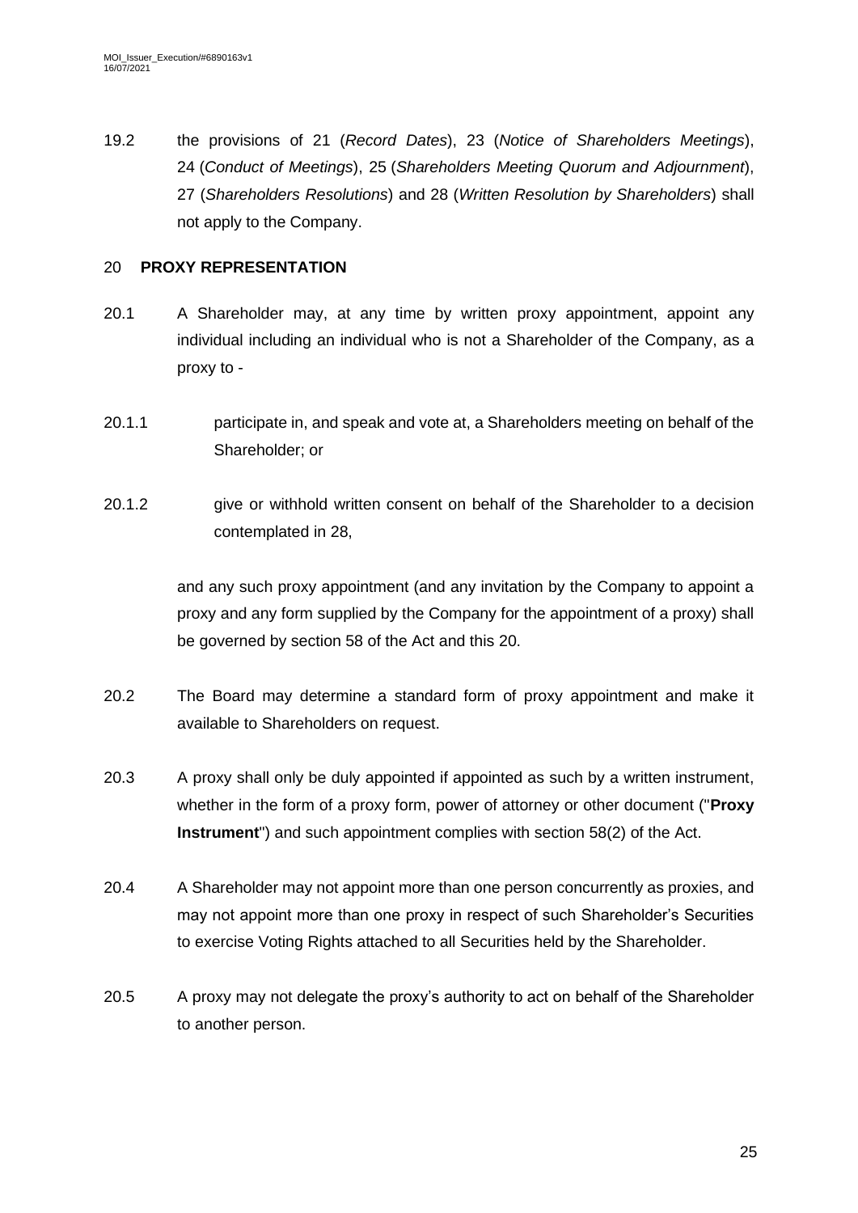19.2 the provisions of 21 (*Record Dates*), 23 (*Notice of Shareholders Meetings*), 24 (*Conduct of Meetings*), 25 (*Shareholders Meeting Quorum and Adjournment*), 27 (*Shareholders Resolutions*) and 28 (*Written Resolution by Shareholders*) shall not apply to the Company.

## 20 **PROXY REPRESENTATION**

20.1 A Shareholder may, at any time by written proxy appointment, appoint any individual including an individual who is not a Shareholder of the Company, as a proxy to -

20.1.1 participate in, and speak and vote at, a Shareholders meeting on behalf of the Shareholder; or

20.1.2 give or withhold written consent on behalf of the Shareholder to a decision contemplated in 28,

and any such proxy appointment (and any invitation by the Company to appoint a proxy and any form supplied by the Company for the appointment of a proxy) shall be governed by section 58 of the Act and this 20.

20.2 The Board may determine a standard form of proxy appointment and make it available to Shareholders on request.

20.3 A proxy shall only be duly appointed if appointed as such by a written instrument, whether in the form of a proxy form, power of attorney or other document ("**Proxy Instrument**") and such appointment complies with section 58(2) of the Act.

20.4 A Shareholder may not appoint more than one person concurrently as proxies, and may not appoint more than one proxy in respect of such Shareholder's Securities to exercise Voting Rights attached to all Securities held by the Shareholder.

20.5 A proxy may not delegate the proxy's authority to act on behalf of the Shareholder to another person.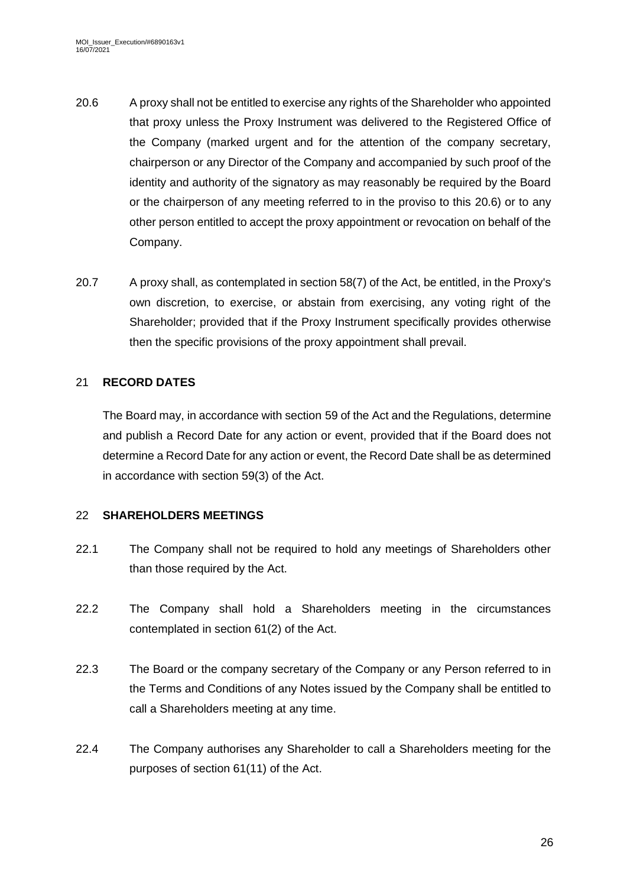20.6 A proxy shall not be entitled to exercise any rights of the Shareholder who appointed that proxy unless the Proxy Instrument was delivered to the Registered Office of the Company (marked urgent and for the attention of the company secretary, chairperson or any Director of the Company and accompanied by such proof of the identity and authority of the signatory as may reasonably be required by the Board or the chairperson of any meeting referred to in the proviso to this 20.6) or to any other person entitled to accept the proxy appointment or revocation on behalf of the Company.

20.7 A proxy shall, as contemplated in section 58(7) of the Act, be entitled, in the Proxy's own discretion, to exercise, or abstain from exercising, any voting right of the Shareholder; provided that if the Proxy Instrument specifically provides otherwise then the specific provisions of the proxy appointment shall prevail.

## 21 **RECORD DATES**

The Board may, in accordance with section 59 of the Act and the Regulations, determine and publish a Record Date for any action or event, provided that if the Board does not determine a Record Date for any action or event, the Record Date shall be as determined in accordance with section 59(3) of the Act.

## 22 **SHAREHOLDERS MEETINGS**

22.1 The Company shall not be required to hold any meetings of Shareholders other than those required by the Act.

22.2 The Company shall hold a Shareholders meeting in the circumstances contemplated in section 61(2) of the Act.

22.3 The Board or the company secretary of the Company or any Person referred to in the Terms and Conditions of any Notes issued by the Company shall be entitled to call a Shareholders meeting at any time.

22.4 The Company authorises any Shareholder to call a Shareholders meeting for the purposes of section 61(11) of the Act.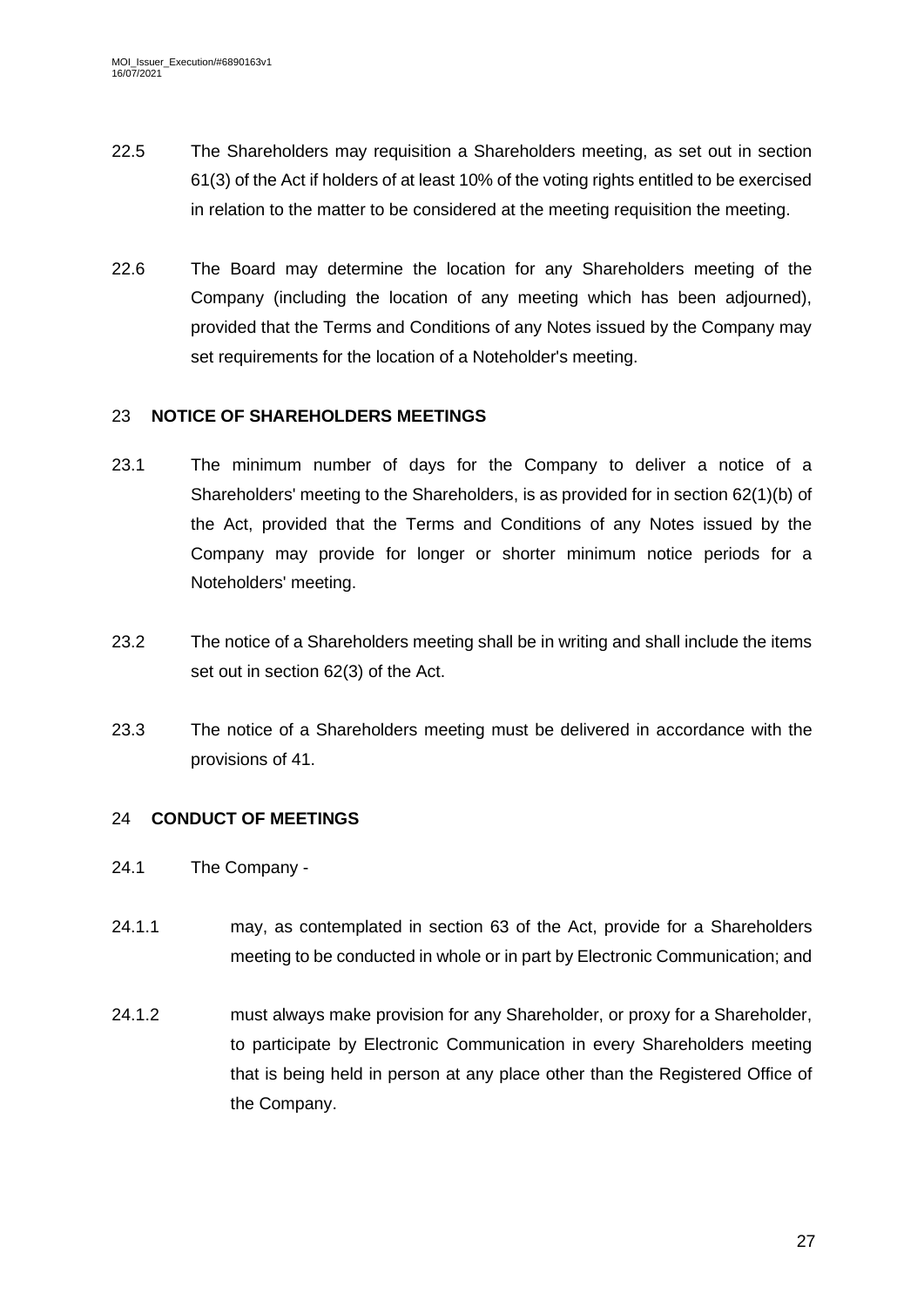22.5 The Shareholders may requisition a Shareholders meeting, as set out in section 61(3) of the Act if holders of at least 10% of the voting rights entitled to be exercised in relation to the matter to be considered at the meeting requisition the meeting.

22.6 The Board may determine the location for any Shareholders meeting of the Company (including the location of any meeting which has been adjourned), provided that the Terms and Conditions of any Notes issued by the Company may set requirements for the location of a Noteholder's meeting.

## 23 NOTICE OF SHAREHOLDERS MEETINGS

23.1 The minimum number of days for the Company to deliver a notice of a Shareholders' meeting to the Shareholders, is as provided for in section 62(1)(b) of the Act, provided that the Terms and Conditions of any Notes issued by the Company may provide for longer or shorter minimum notice periods for a Noteholders' meeting.

23.2 The notice of a Shareholders meeting shall be in writing and shall include the items set out in section 62(3) of the Act.

23.3 The notice of a Shareholders meeting must be delivered in accordance with the provisions of 41.

## 24 CONDUCT OF MEETINGS

24.1 The Company -

24.1.1 may, as contemplated in section 63 of the Act, provide for a Shareholders meeting to be conducted in whole or in part by Electronic Communication; and

24.1.2 must always make provision for any Shareholder, or proxy for a Shareholder, to participate by Electronic Communication in every Shareholders meeting that is being held in person at any place other than the Registered Office of the Company.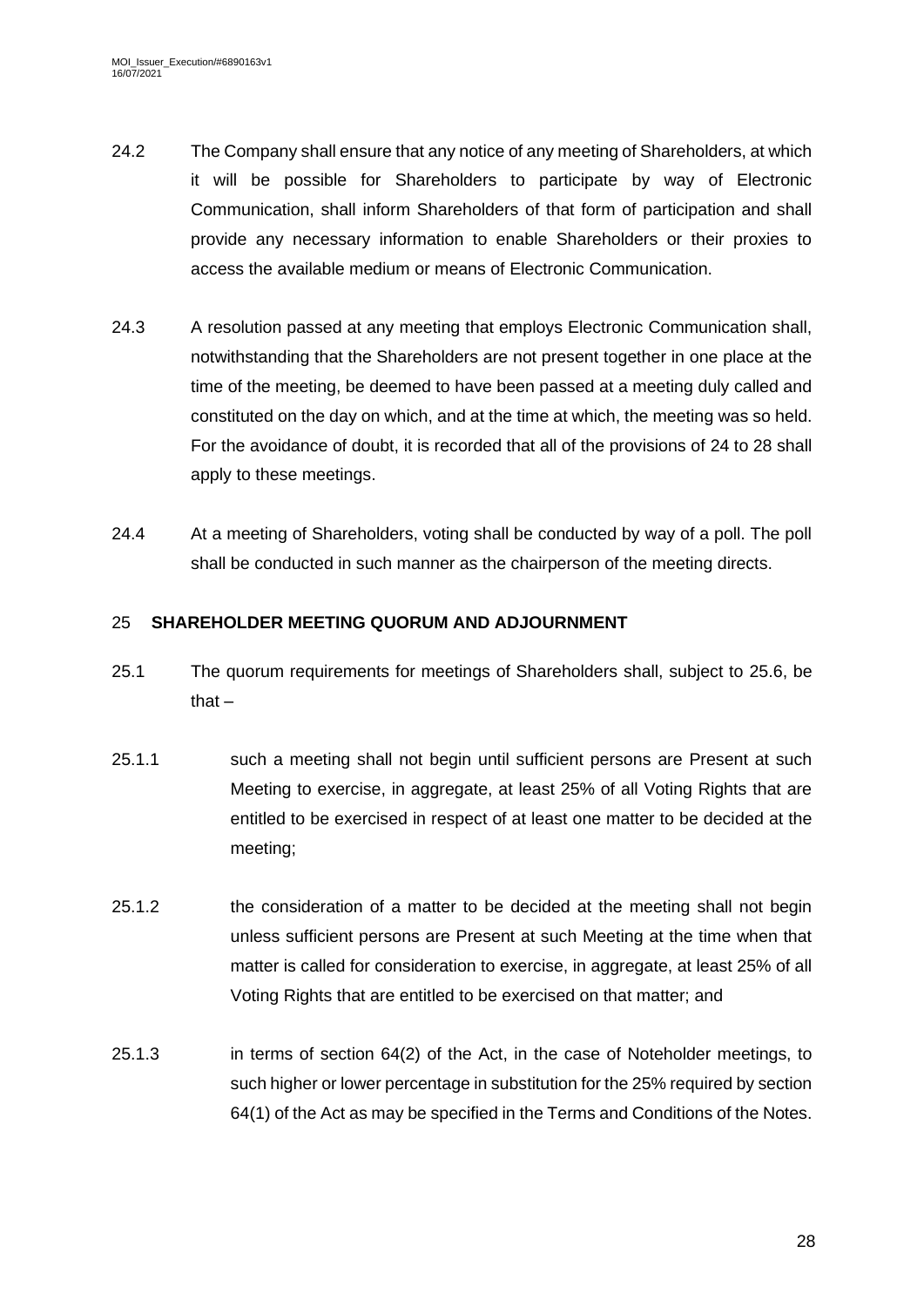24.2 The Company shall ensure that any notice of any meeting of Shareholders, at which it will be possible for Shareholders to participate by way of Electronic Communication, shall inform Shareholders of that form of participation and shall provide any necessary information to enable Shareholders or their proxies to access the available medium or means of Electronic Communication.

24.3 A resolution passed at any meeting that employs Electronic Communication shall, notwithstanding that the Shareholders are not present together in one place at the time of the meeting, be deemed to have been passed at a meeting duly called and constituted on the day on which, and at the time at which, the meeting was so held. For the avoidance of doubt, it is recorded that all of the provisions of 24 to 28 shall apply to these meetings.

24.4 At a meeting of Shareholders, voting shall be conducted by way of a poll. The poll shall be conducted in such manner as the chairperson of the meeting directs.

## 25 SHAREHOLDER MEETING QUORUM AND ADJOURNMENT

25.1 The quorum requirements for meetings of Shareholders shall, subject to 25.6, be that –

25.1.1 such a meeting shall not begin until sufficient persons are Present at such Meeting to exercise, in aggregate, at least 25% of all Voting Rights that are entitled to be exercised in respect of at least one matter to be decided at the meeting;

25.1.2 the consideration of a matter to be decided at the meeting shall not begin unless sufficient persons are Present at such Meeting at the time when that matter is called for consideration to exercise, in aggregate, at least 25% of all Voting Rights that are entitled to be exercised on that matter; and

25.1.3 in terms of section 64(2) of the Act, in the case of Noteholder meetings, to such higher or lower percentage in substitution for the 25% required by section 64(1) of the Act as may be specified in the Terms and Conditions of the Notes.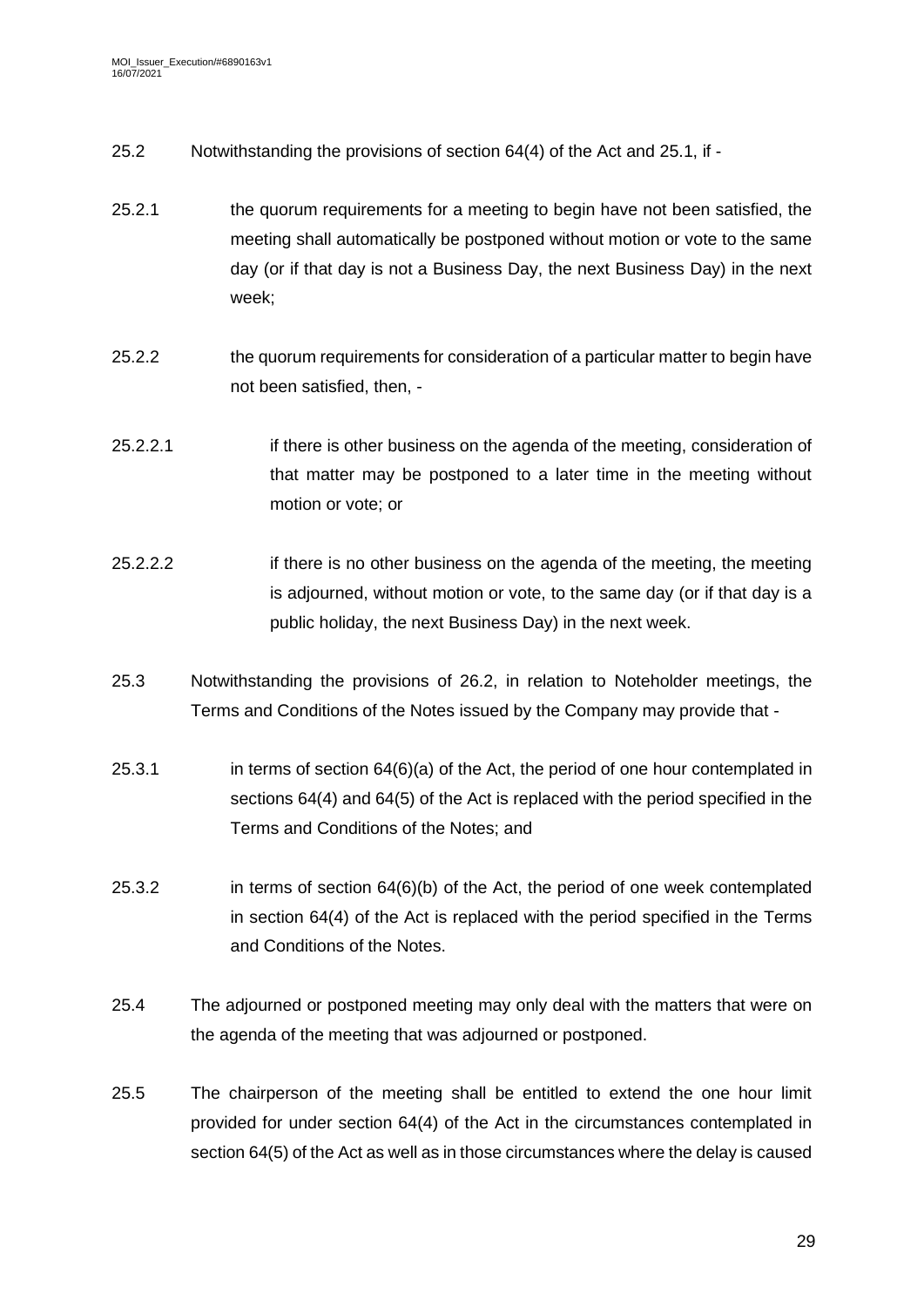25.2 Notwithstanding the provisions of section 64(4) of the Act and 25.1, if -

25.2.1 the quorum requirements for a meeting to begin have not been satisfied, the meeting shall automatically be postponed without motion or vote to the same day (or if that day is not a Business Day, the next Business Day) in the next week;

25.2.2 the quorum requirements for consideration of a particular matter to begin have not been satisfied, then, -

25.2.2.1 if there is other business on the agenda of the meeting, consideration of that matter may be postponed to a later time in the meeting without motion or vote; or

25.2.2.2 if there is no other business on the agenda of the meeting, the meeting is adjourned, without motion or vote, to the same day (or if that day is a public holiday, the next Business Day) in the next week.

25.3 Notwithstanding the provisions of 26.2, in relation to Noteholder meetings, the Terms and Conditions of the Notes issued by the Company may provide that -

25.3.1 in terms of section 64(6)(a) of the Act, the period of one hour contemplated in sections 64(4) and 64(5) of the Act is replaced with the period specified in the Terms and Conditions of the Notes; and

25.3.2 in terms of section 64(6)(b) of the Act, the period of one week contemplated in section 64(4) of the Act is replaced with the period specified in the Terms and Conditions of the Notes.

25.4 The adjourned or postponed meeting may only deal with the matters that were on the agenda of the meeting that was adjourned or postponed.

25.5 The chairperson of the meeting shall be entitled to extend the one hour limit provided for under section 64(4) of the Act in the circumstances contemplated in section 64(5) of the Act as well as in those circumstances where the delay is caused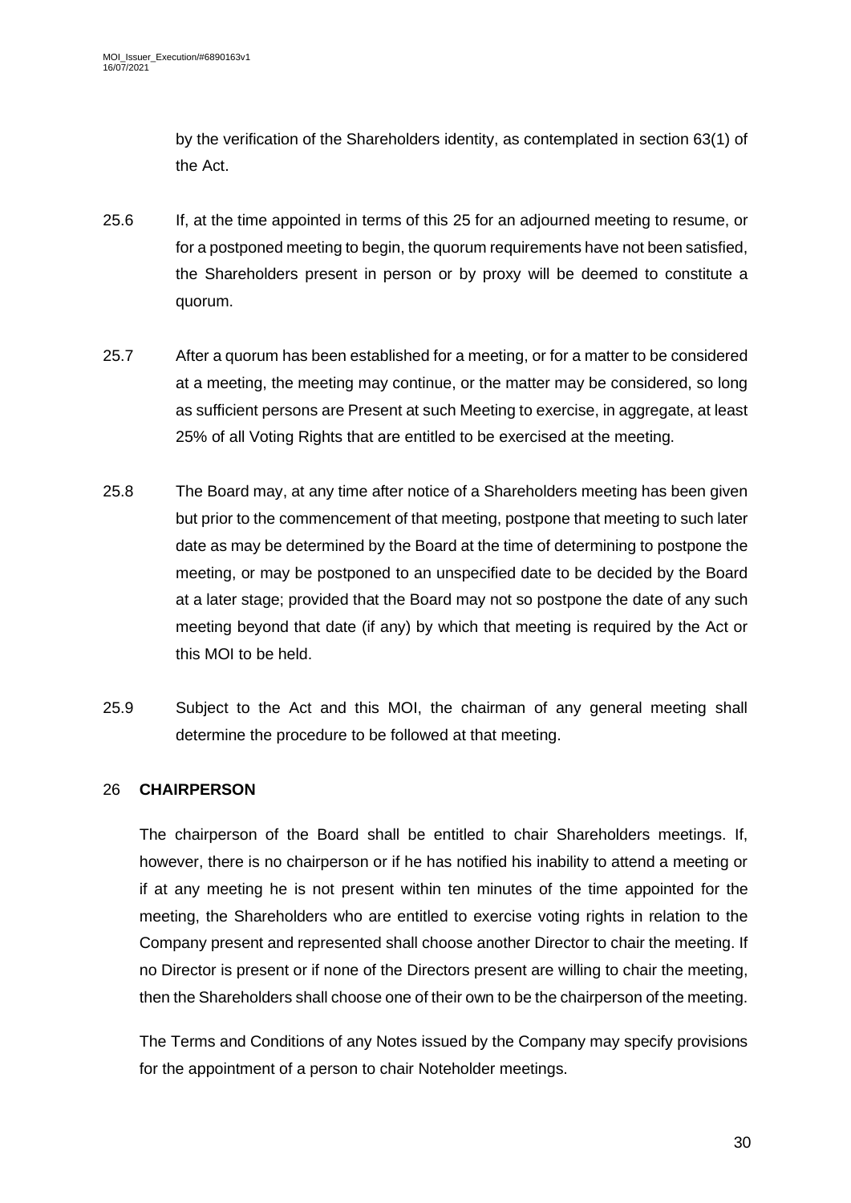by the verification of the Shareholders identity, as contemplated in section 63(1) of the Act.

25.6 If, at the time appointed in terms of this 25 for an adjourned meeting to resume, or for a postponed meeting to begin, the quorum requirements have not been satisfied, the Shareholders present in person or by proxy will be deemed to constitute a quorum.

25.7 After a quorum has been established for a meeting, or for a matter to be considered at a meeting, the meeting may continue, or the matter may be considered, so long as sufficient persons are Present at such Meeting to exercise, in aggregate, at least 25% of all Voting Rights that are entitled to be exercised at the meeting.

25.8 The Board may, at any time after notice of a Shareholders meeting has been given but prior to the commencement of that meeting, postpone that meeting to such later date as may be determined by the Board at the time of determining to postpone the meeting, or may be postponed to an unspecified date to be decided by the Board at a later stage; provided that the Board may not so postpone the date of any such meeting beyond that date (if any) by which that meeting is required by the Act or this MOI to be held.

25.9 Subject to the Act and this MOI, the chairman of any general meeting shall determine the procedure to be followed at that meeting.

## 26 CHAIRPERSON

The chairperson of the Board shall be entitled to chair Shareholders meetings. If, however, there is no chairperson or if he has notified his inability to attend a meeting or if at any meeting he is not present within ten minutes of the time appointed for the meeting, the Shareholders who are entitled to exercise voting rights in relation to the Company present and represented shall choose another Director to chair the meeting. If no Director is present or if none of the Directors present are willing to chair the meeting, then the Shareholders shall choose one of their own to be the chairperson of the meeting.

The Terms and Conditions of any Notes issued by the Company may specify provisions for the appointment of a person to chair Noteholder meetings.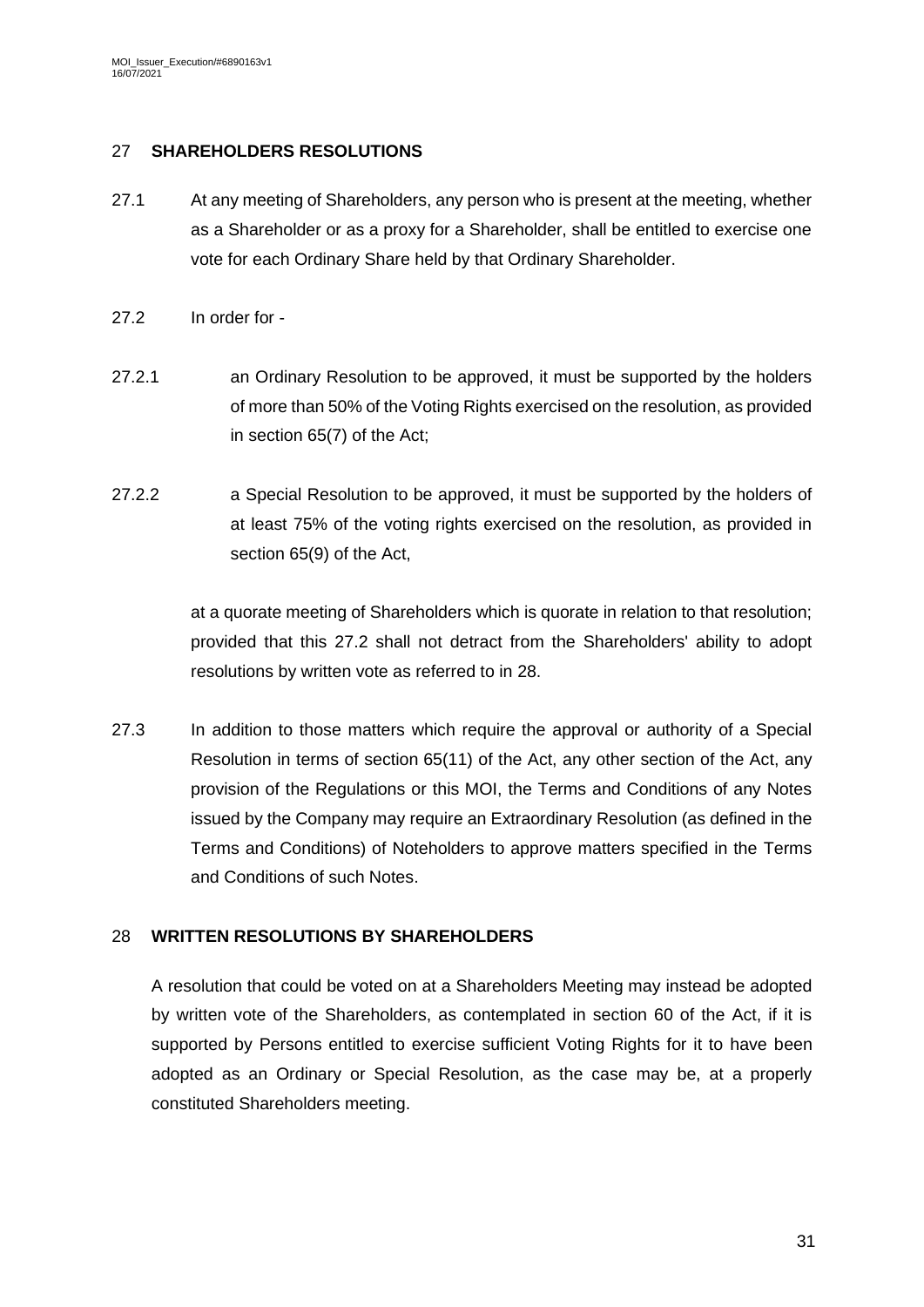## 27 SHAREHOLDERS RESOLUTIONS

27.1 At any meeting of Shareholders, any person who is present at the meeting, whether as a Shareholder or as a proxy for a Shareholder, shall be entitled to exercise one vote for each Ordinary Share held by that Ordinary Shareholder.

27.2 In order for -

27.2.1 an Ordinary Resolution to be approved, it must be supported by the holders of more than 50% of the Voting Rights exercised on the resolution, as provided in section 65(7) of the Act;

27.2.2 a Special Resolution to be approved, it must be supported by the holders of at least 75% of the voting rights exercised on the resolution, as provided in section 65(9) of the Act,

at a quorate meeting of Shareholders which is quorate in relation to that resolution; provided that this 27.2 shall not detract from the Shareholders' ability to adopt resolutions by written vote as referred to in 28.

27.3 In addition to those matters which require the approval or authority of a Special Resolution in terms of section 65(11) of the Act, any other section of the Act, any provision of the Regulations or this MOI, the Terms and Conditions of any Notes issued by the Company may require an Extraordinary Resolution (as defined in the Terms and Conditions) of Noteholders to approve matters specified in the Terms and Conditions of such Notes.

## 28 WRITTEN RESOLUTIONS BY SHAREHOLDERS

A resolution that could be voted on at a Shareholders Meeting may instead be adopted by written vote of the Shareholders, as contemplated in section 60 of the Act, if it is supported by Persons entitled to exercise sufficient Voting Rights for it to have been adopted as an Ordinary or Special Resolution, as the case may be, at a properly constituted Shareholders meeting.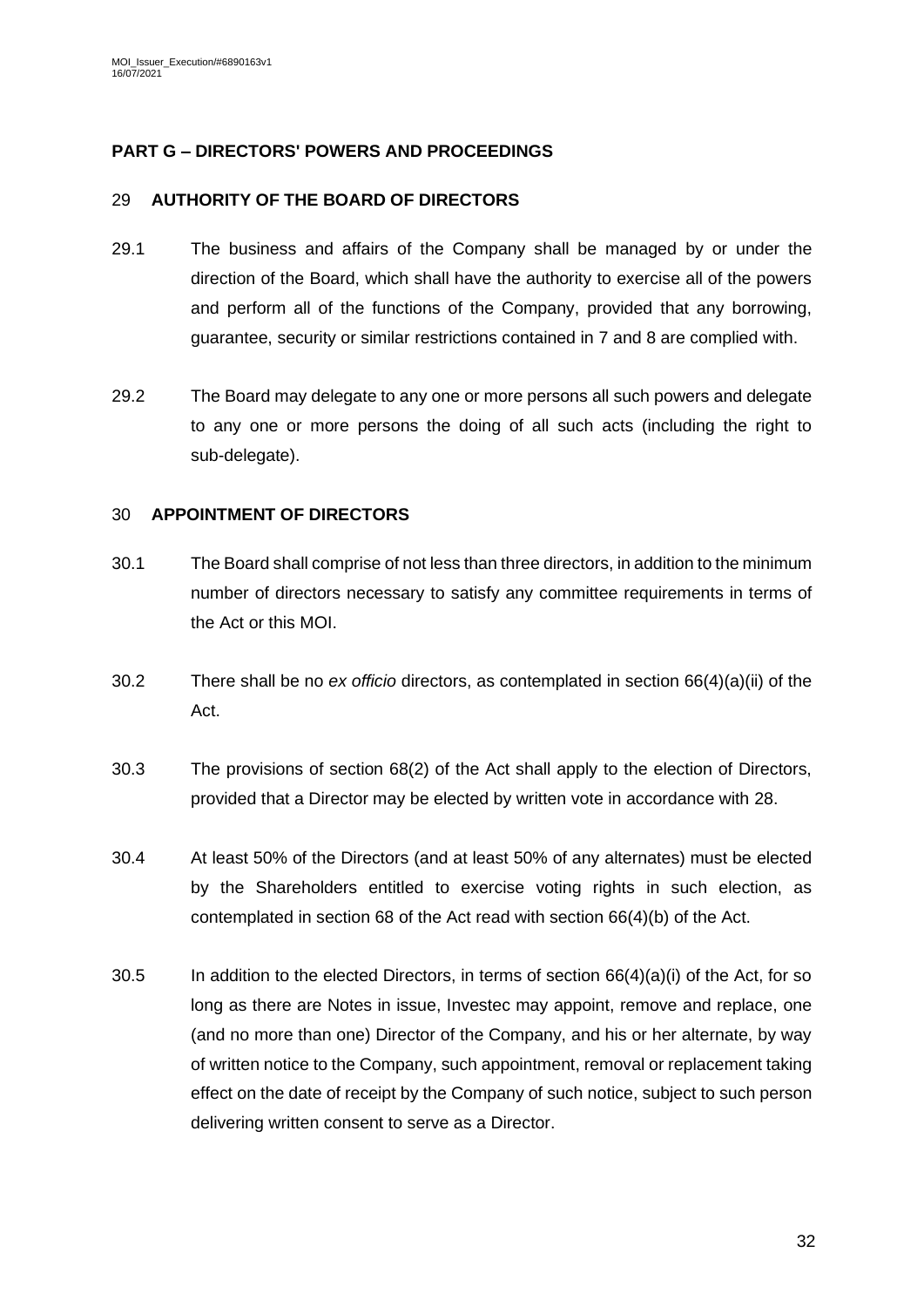## PART G – DIRECTORS' POWERS AND PROCEEDINGS

### 29 AUTHORITY OF THE BOARD OF DIRECTORS

29.1 The business and affairs of the Company shall be managed by or under the direction of the Board, which shall have the authority to exercise all of the powers and perform all of the functions of the Company, provided that any borrowing, guarantee, security or similar restrictions contained in 7 and 8 are complied with.

29.2 The Board may delegate to any one or more persons all such powers and delegate to any one or more persons the doing of all such acts (including the right to sub-delegate).

### 30 APPOINTMENT OF DIRECTORS

30.1 The Board shall comprise of not less than three directors, in addition to the minimum number of directors necessary to satisfy any committee requirements in terms of the Act or this MOI.

30.2 There shall be no *ex officio* directors, as contemplated in section 66(4)(a)(ii) of the Act.

30.3 The provisions of section 68(2) of the Act shall apply to the election of Directors, provided that a Director may be elected by written vote in accordance with 28.

30.4 At least 50% of the Directors (and at least 50% of any alternates) must be elected by the Shareholders entitled to exercise voting rights in such election, as contemplated in section 68 of the Act read with section 66(4)(b) of the Act.

30.5 In addition to the elected Directors, in terms of section 66(4)(a)(i) of the Act, for so long as there are Notes in issue, Investec may appoint, remove and replace, one (and no more than one) Director of the Company, and his or her alternate, by way of written notice to the Company, such appointment, removal or replacement taking effect on the date of receipt by the Company of such notice, subject to such person delivering written consent to serve as a Director.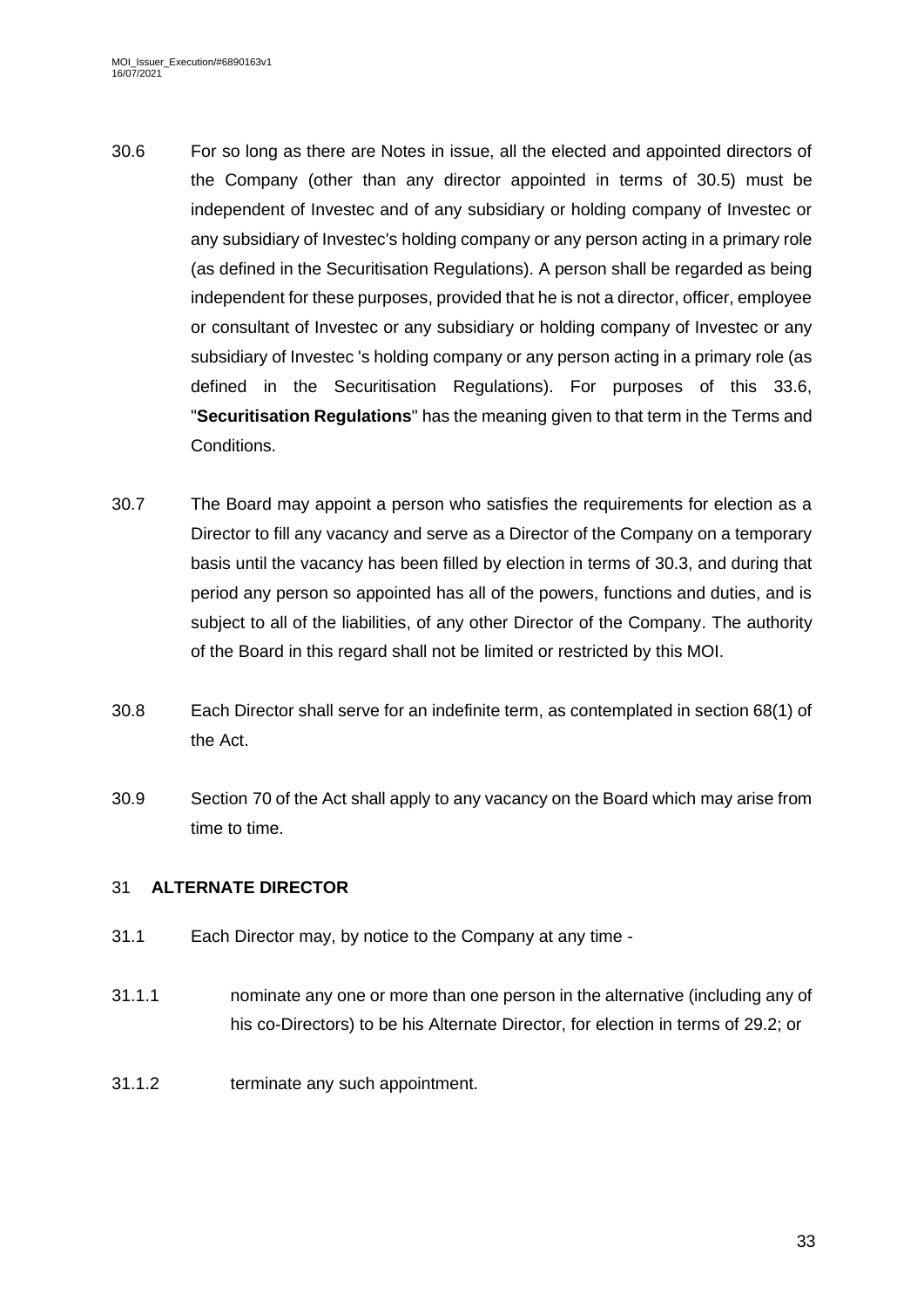30.6 For so long as there are Notes in issue, all the elected and appointed directors of the Company (other than any director appointed in terms of 30.5) must be independent of Investec and of any subsidiary or holding company of Investec or any subsidiary of Investec's holding company or any person acting in a primary role (as defined in the Securitisation Regulations). A person shall be regarded as being independent for these purposes, provided that he is not a director, officer, employee or consultant of Investec or any subsidiary or holding company of Investec or any subsidiary of Investec 's holding company or any person acting in a primary role (as defined in the Securitisation Regulations). For purposes of this 33.6, "**Securitisation Regulations**" has the meaning given to that term in the Terms and Conditions.

30.7 The Board may appoint a person who satisfies the requirements for election as a Director to fill any vacancy and serve as a Director of the Company on a temporary basis until the vacancy has been filled by election in terms of 30.3, and during that period any person so appointed has all of the powers, functions and duties, and is subject to all of the liabilities, of any other Director of the Company. The authority of the Board in this regard shall not be limited or restricted by this MOI.

30.8 Each Director shall serve for an indefinite term, as contemplated in section 68(1) of the Act.

30.9 Section 70 of the Act shall apply to any vacancy on the Board which may arise from time to time.

## 31 ALTERNATE DIRECTOR

31.1 Each Director may, by notice to the Company at any time -

31.1.1 nominate any one or more than one person in the alternative (including any of his co-Directors) to be his Alternate Director, for election in terms of 29.2; or

31.1.2 terminate any such appointment.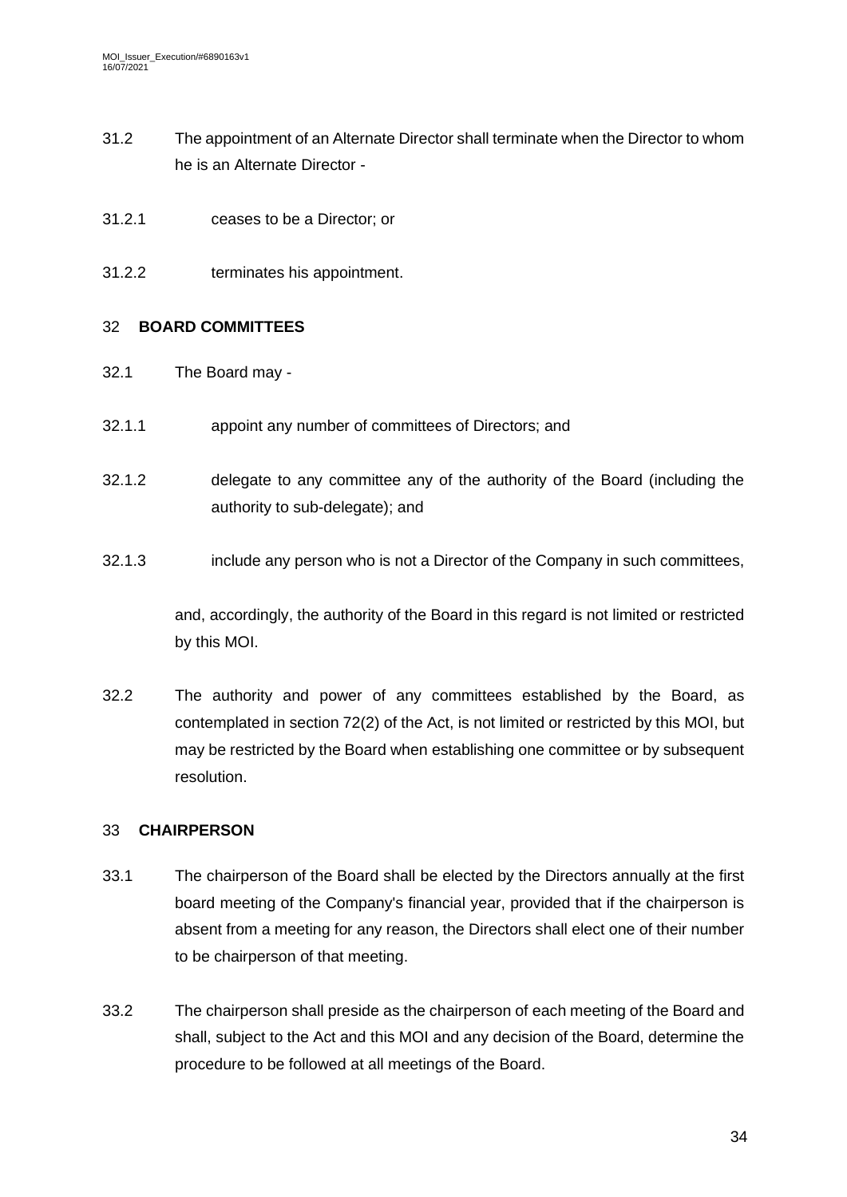31.2 The appointment of an Alternate Director shall terminate when the Director to whom he is an Alternate Director -

31.2.1 ceases to be a Director; or

31.2.2 terminates his appointment.

## 32 BOARD COMMITTEES

32.1 The Board may -

32.1.1 appoint any number of committees of Directors; and

32.1.2 delegate to any committee any of the authority of the Board (including the authority to sub-delegate); and

32.1.3 include any person who is not a Director of the Company in such committees,

and, accordingly, the authority of the Board in this regard is not limited or restricted by this MOI.

32.2 The authority and power of any committees established by the Board, as contemplated in section 72(2) of the Act, is not limited or restricted by this MOI, but may be restricted by the Board when establishing one committee or by subsequent resolution.

## 33 CHAIRPERSON

33.1 The chairperson of the Board shall be elected by the Directors annually at the first board meeting of the Company's financial year, provided that if the chairperson is absent from a meeting for any reason, the Directors shall elect one of their number to be chairperson of that meeting.

33.2 The chairperson shall preside as the chairperson of each meeting of the Board and shall, subject to the Act and this MOI and any decision of the Board, determine the procedure to be followed at all meetings of the Board.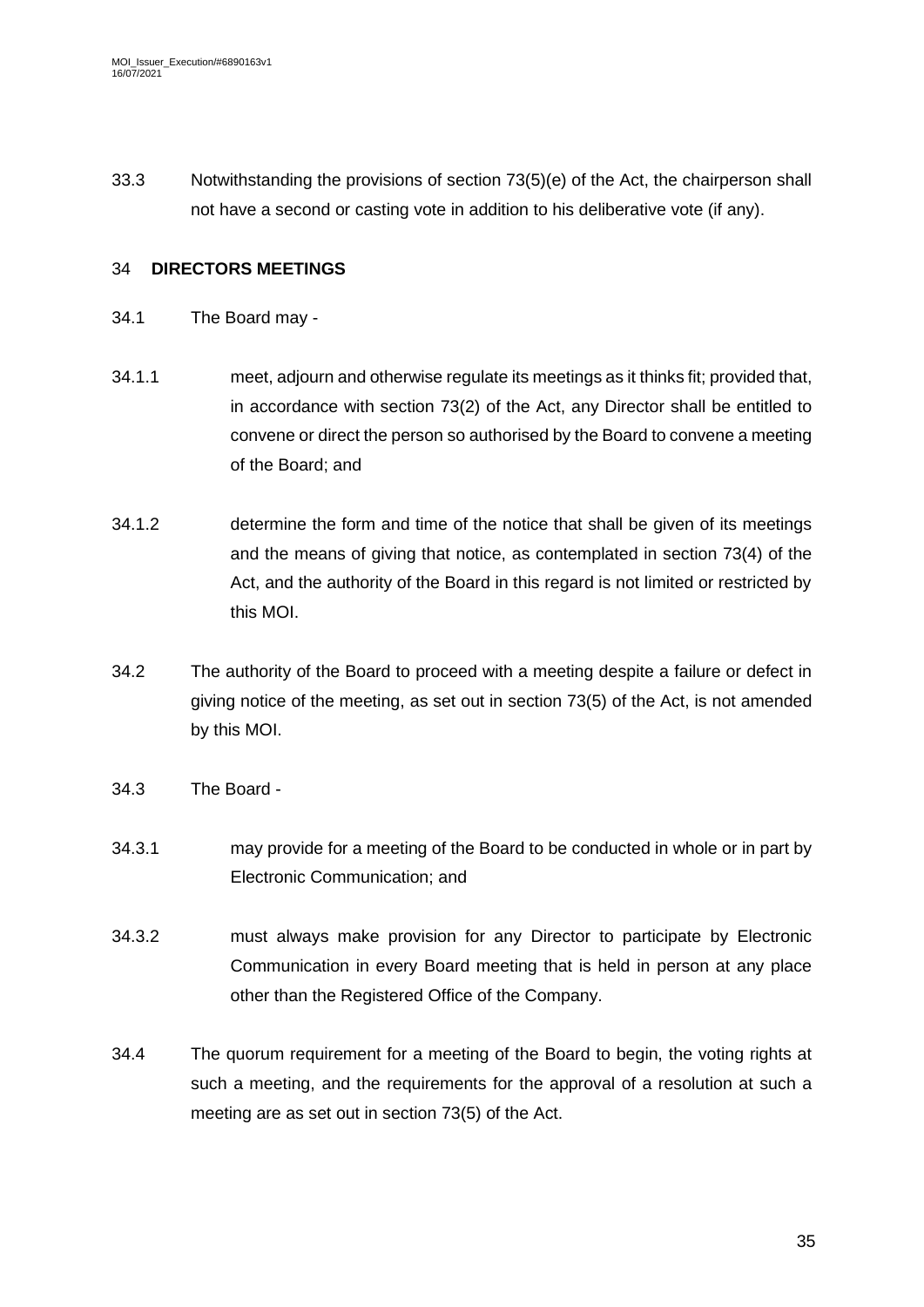33.3 Notwithstanding the provisions of section 73(5)(e) of the Act, the chairperson shall not have a second or casting vote in addition to his deliberative vote (if any).

## 34 DIRECTORS MEETINGS

34.1 The Board may -

34.1.1 meet, adjourn and otherwise regulate its meetings as it thinks fit; provided that, in accordance with section 73(2) of the Act, any Director shall be entitled to convene or direct the person so authorised by the Board to convene a meeting of the Board; and

34.1.2 determine the form and time of the notice that shall be given of its meetings and the means of giving that notice, as contemplated in section 73(4) of the Act, and the authority of the Board in this regard is not limited or restricted by this MOI.

34.2 The authority of the Board to proceed with a meeting despite a failure or defect in giving notice of the meeting, as set out in section 73(5) of the Act, is not amended by this MOI.

34.3 The Board -

34.3.1 may provide for a meeting of the Board to be conducted in whole or in part by Electronic Communication; and

34.3.2 must always make provision for any Director to participate by Electronic Communication in every Board meeting that is held in person at any place other than the Registered Office of the Company.

34.4 The quorum requirement for a meeting of the Board to begin, the voting rights at such a meeting, and the requirements for the approval of a resolution at such a meeting are as set out in section 73(5) of the Act.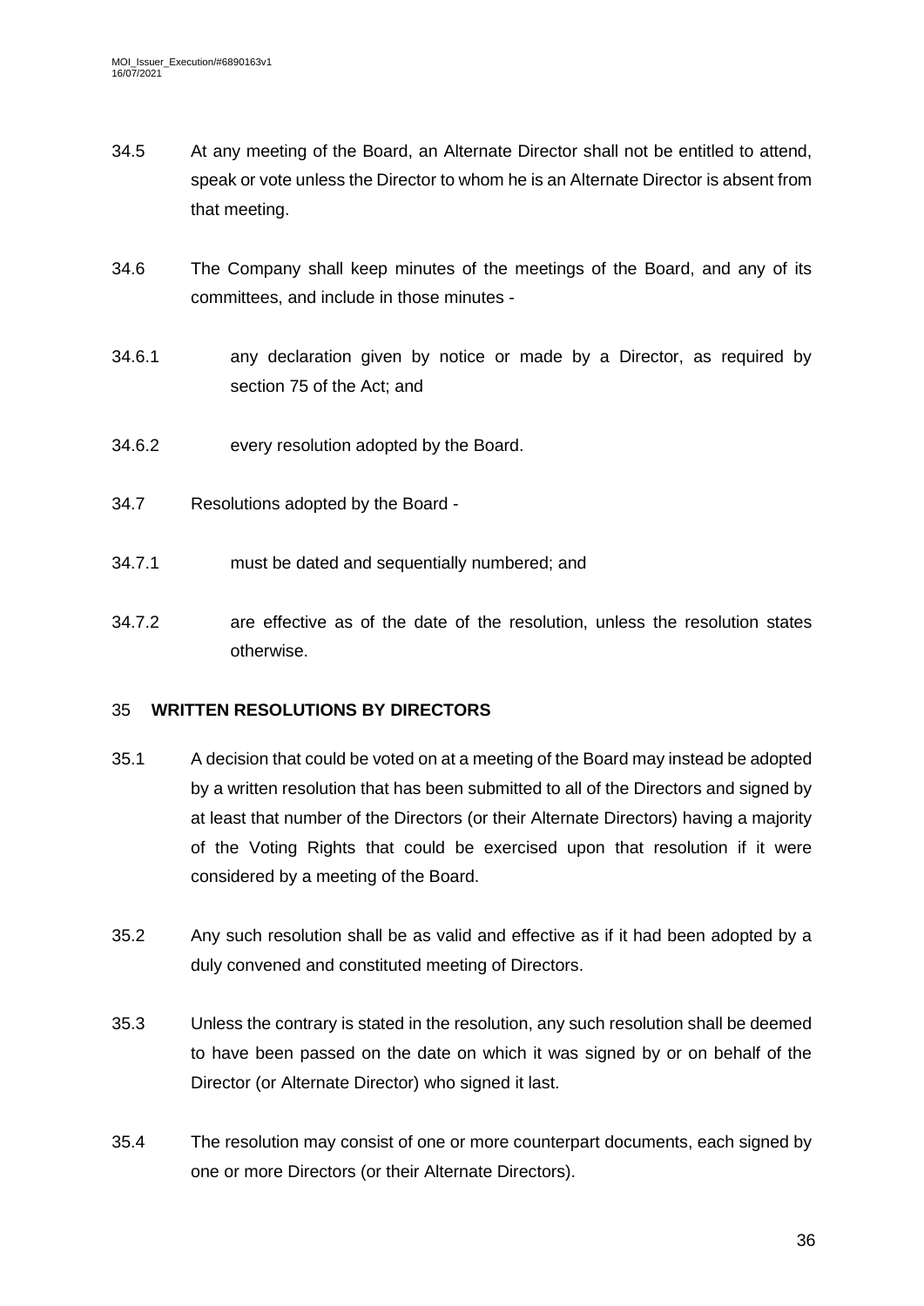34.5 At any meeting of the Board, an Alternate Director shall not be entitled to attend, speak or vote unless the Director to whom he is an Alternate Director is absent from that meeting.

34.6 The Company shall keep minutes of the meetings of the Board, and any of its committees, and include in those minutes -

34.6.1 any declaration given by notice or made by a Director, as required by section 75 of the Act; and

34.6.2 every resolution adopted by the Board.

34.7 Resolutions adopted by the Board -

34.7.1 must be dated and sequentially numbered; and

34.7.2 are effective as of the date of the resolution, unless the resolution states otherwise.

## 35 WRITTEN RESOLUTIONS BY DIRECTORS

35.1 A decision that could be voted on at a meeting of the Board may instead be adopted by a written resolution that has been submitted to all of the Directors and signed by at least that number of the Directors (or their Alternate Directors) having a majority of the Voting Rights that could be exercised upon that resolution if it were considered by a meeting of the Board.

35.2 Any such resolution shall be as valid and effective as if it had been adopted by a duly convened and constituted meeting of Directors.

35.3 Unless the contrary is stated in the resolution, any such resolution shall be deemed to have been passed on the date on which it was signed by or on behalf of the Director (or Alternate Director) who signed it last.

35.4 The resolution may consist of one or more counterpart documents, each signed by one or more Directors (or their Alternate Directors).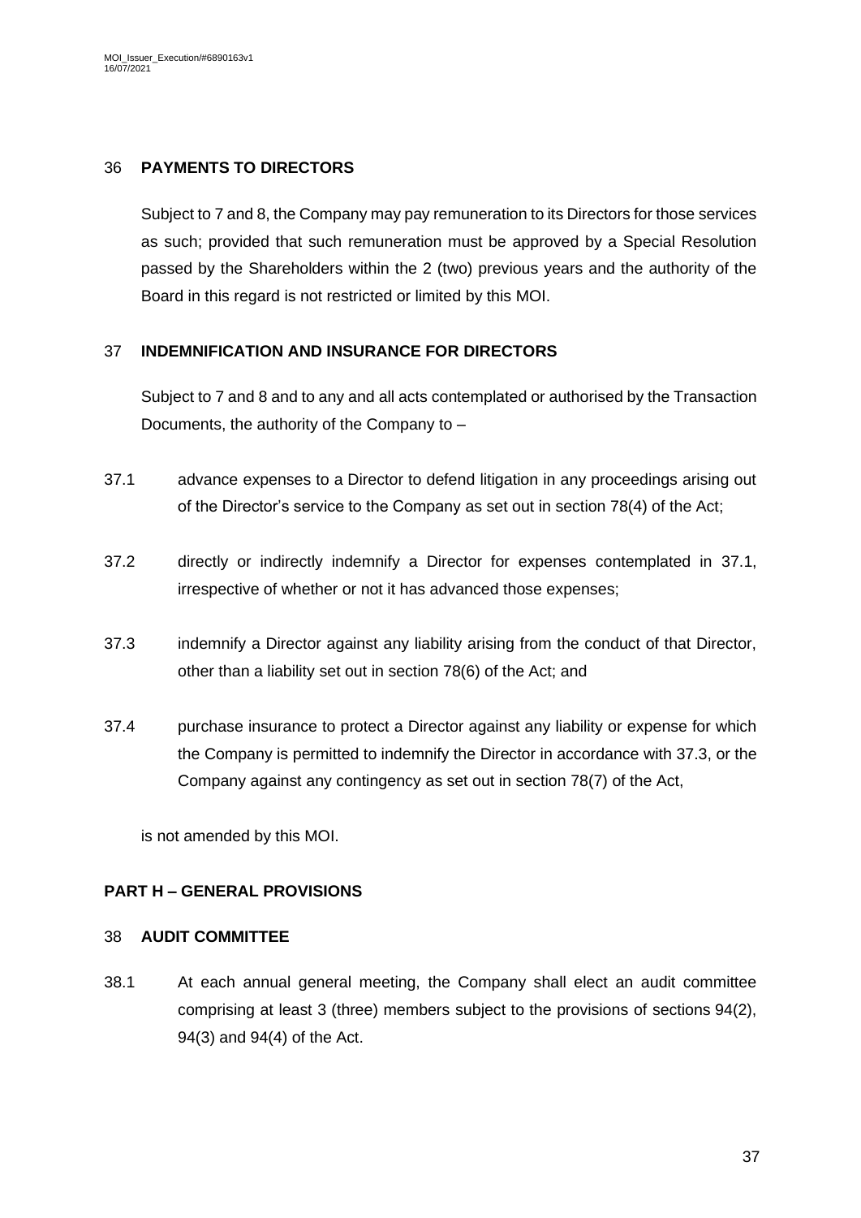## 36 PAYMENTS TO DIRECTORS

Subject to 7 and 8, the Company may pay remuneration to its Directors for those services as such; provided that such remuneration must be approved by a Special Resolution passed by the Shareholders within the 2 (two) previous years and the authority of the Board in this regard is not restricted or limited by this MOI.

## 37 INDEMNIFICATION AND INSURANCE FOR DIRECTORS

Subject to 7 and 8 and to any and all acts contemplated or authorised by the Transaction Documents, the authority of the Company to –

37.1 advance expenses to a Director to defend litigation in any proceedings arising out of the Director's service to the Company as set out in section 78(4) of the Act;

37.2 directly or indirectly indemnify a Director for expenses contemplated in 37.1, irrespective of whether or not it has advanced those expenses;

37.3 indemnify a Director against any liability arising from the conduct of that Director, other than a liability set out in section 78(6) of the Act; and

37.4 purchase insurance to protect a Director against any liability or expense for which the Company is permitted to indemnify the Director in accordance with 37.3, or the Company against any contingency as set out in section 78(7) of the Act,

is not amended by this MOI.

# PART H – GENERAL PROVISIONS

## 38 AUDIT COMMITTEE

38.1 At each annual general meeting, the Company shall elect an audit committee comprising at least 3 (three) members subject to the provisions of sections 94(2), 94(3) and 94(4) of the Act.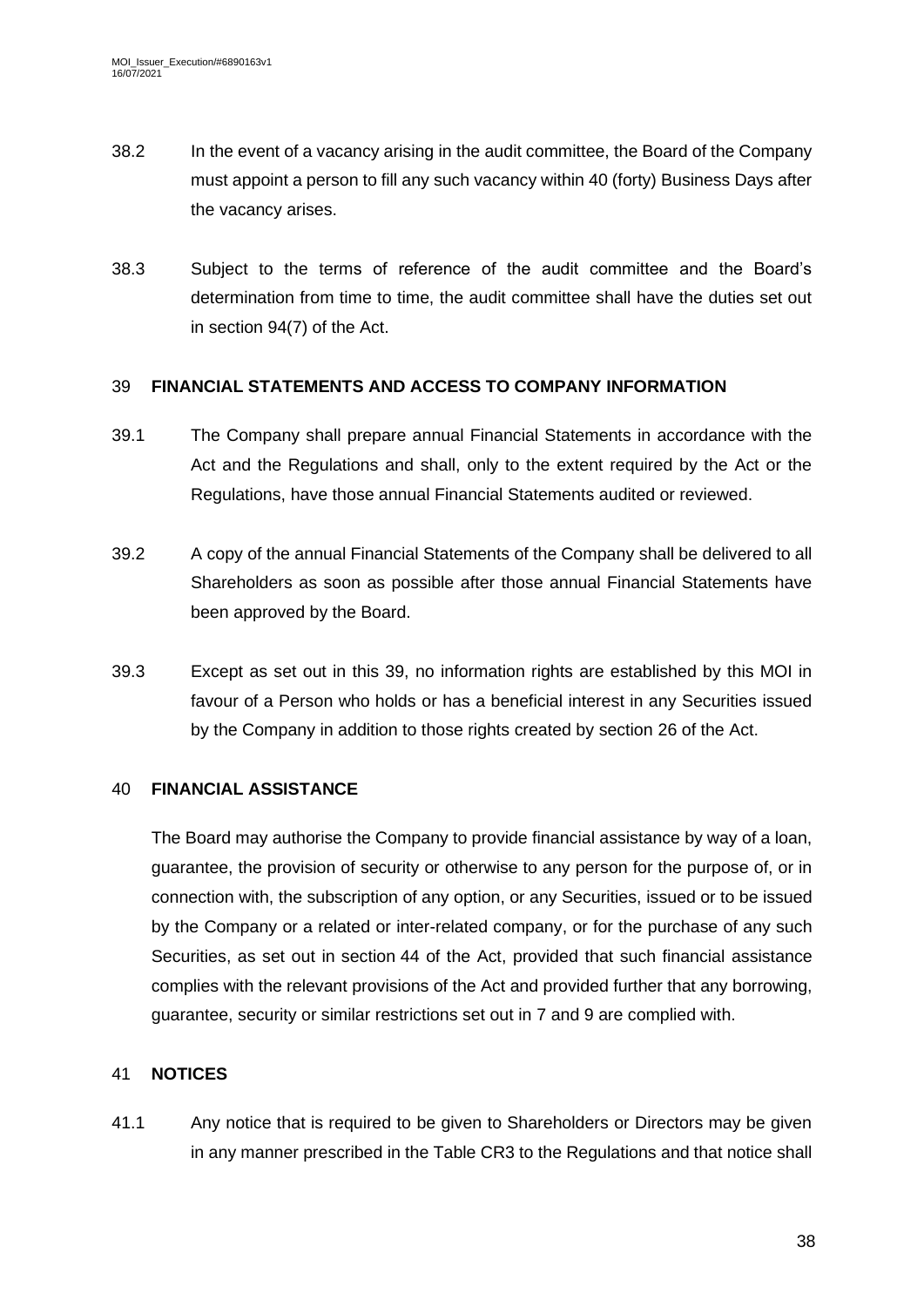38.2 In the event of a vacancy arising in the audit committee, the Board of the Company must appoint a person to fill any such vacancy within 40 (forty) Business Days after the vacancy arises.

38.3 Subject to the terms of reference of the audit committee and the Board's determination from time to time, the audit committee shall have the duties set out in section 94(7) of the Act.

## 39 FINANCIAL STATEMENTS AND ACCESS TO COMPANY INFORMATION

39.1 The Company shall prepare annual Financial Statements in accordance with the Act and the Regulations and shall, only to the extent required by the Act or the Regulations, have those annual Financial Statements audited or reviewed.

39.2 A copy of the annual Financial Statements of the Company shall be delivered to all Shareholders as soon as possible after those annual Financial Statements have been approved by the Board.

39.3 Except as set out in this 39, no information rights are established by this MOI in favour of a Person who holds or has a beneficial interest in any Securities issued by the Company in addition to those rights created by section 26 of the Act.

## 40 FINANCIAL ASSISTANCE

The Board may authorise the Company to provide financial assistance by way of a loan, guarantee, the provision of security or otherwise to any person for the purpose of, or in connection with, the subscription of any option, or any Securities, issued or to be issued by the Company or a related or inter-related company, or for the purchase of any such Securities, as set out in section 44 of the Act, provided that such financial assistance complies with the relevant provisions of the Act and provided further that any borrowing, guarantee, security or similar restrictions set out in 7 and 9 are complied with.

## 41 NOTICES

41.1 Any notice that is required to be given to Shareholders or Directors may be given in any manner prescribed in the Table CR3 to the Regulations and that notice shall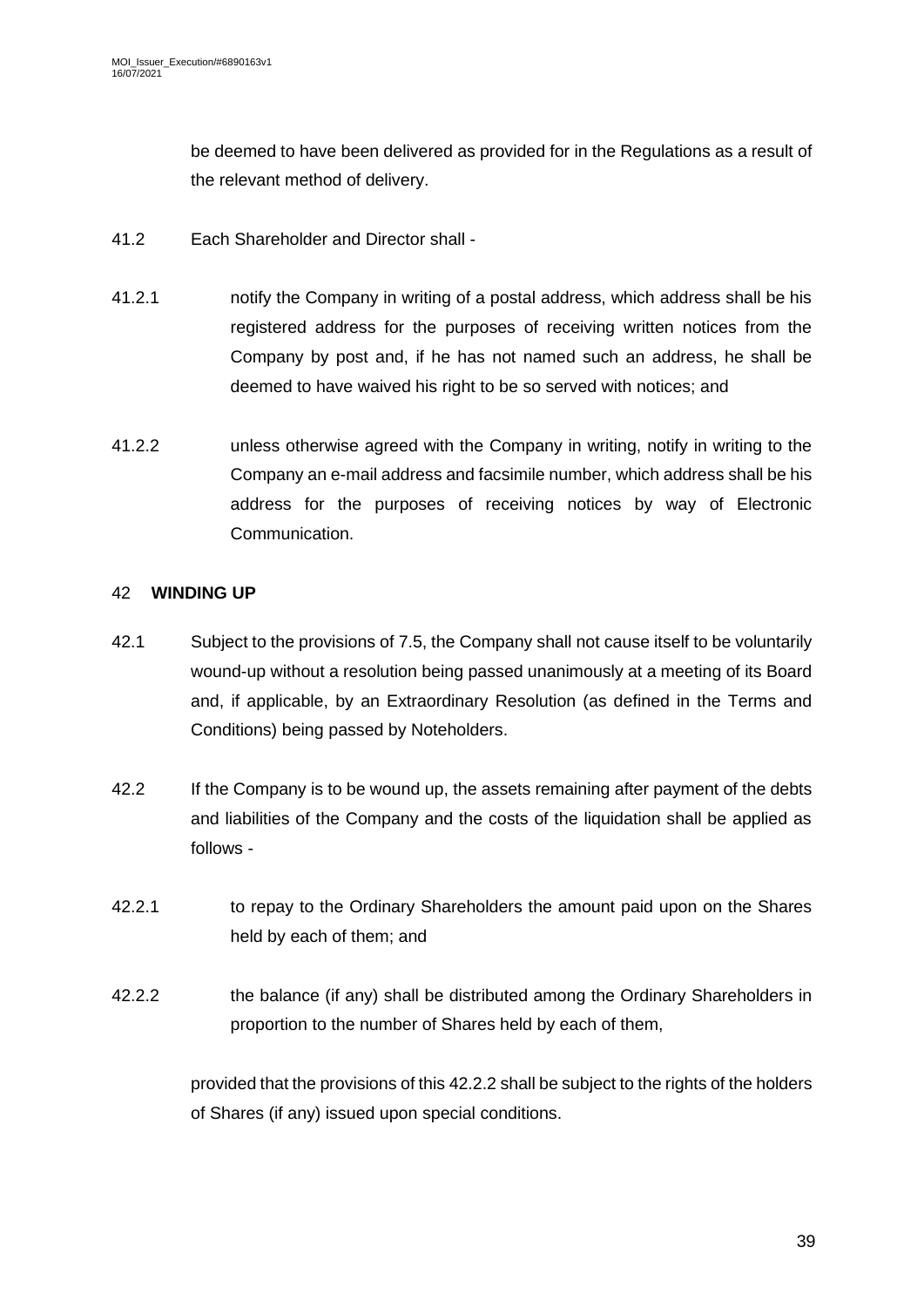be deemed to have been delivered as provided for in the Regulations as a result of the relevant method of delivery.

41.2 Each Shareholder and Director shall -

41.2.1 notify the Company in writing of a postal address, which address shall be his registered address for the purposes of receiving written notices from the Company by post and, if he has not named such an address, he shall be deemed to have waived his right to be so served with notices; and

41.2.2 unless otherwise agreed with the Company in writing, notify in writing to the Company an e-mail address and facsimile number, which address shall be his address for the purposes of receiving notices by way of Electronic Communication.

## 42 **WINDING UP**

42.1 Subject to the provisions of 7.5, the Company shall not cause itself to be voluntarily wound-up without a resolution being passed unanimously at a meeting of its Board and, if applicable, by an Extraordinary Resolution (as defined in the Terms and Conditions) being passed by Noteholders.

42.2 If the Company is to be wound up, the assets remaining after payment of the debts and liabilities of the Company and the costs of the liquidation shall be applied as follows -

42.2.1 to repay to the Ordinary Shareholders the amount paid upon on the Shares held by each of them; and

42.2.2 the balance (if any) shall be distributed among the Ordinary Shareholders in proportion to the number of Shares held by each of them,

provided that the provisions of this 42.2.2 shall be subject to the rights of the holders of Shares (if any) issued upon special conditions.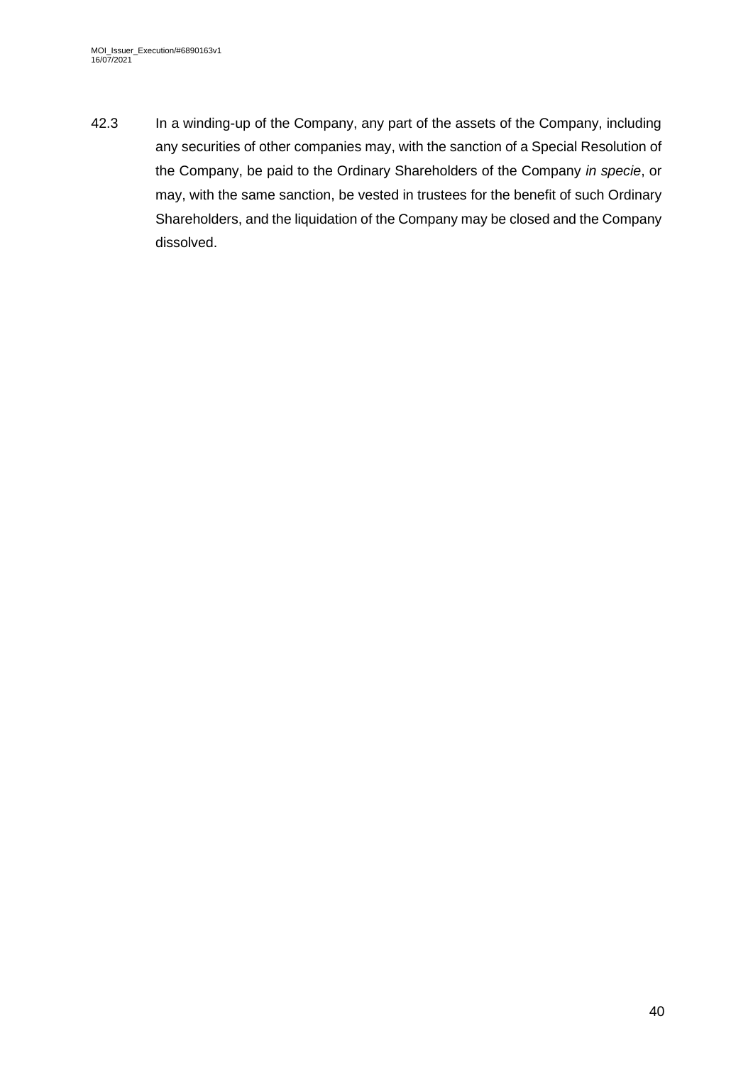42.3 In a winding-up of the Company, any part of the assets of the Company, including any securities of other companies may, with the sanction of a Special Resolution of the Company, be paid to the Ordinary Shareholders of the Company *in specie*, or may, with the same sanction, be vested in trustees for the benefit of such Ordinary Shareholders, and the liquidation of the Company may be closed and the Company dissolved.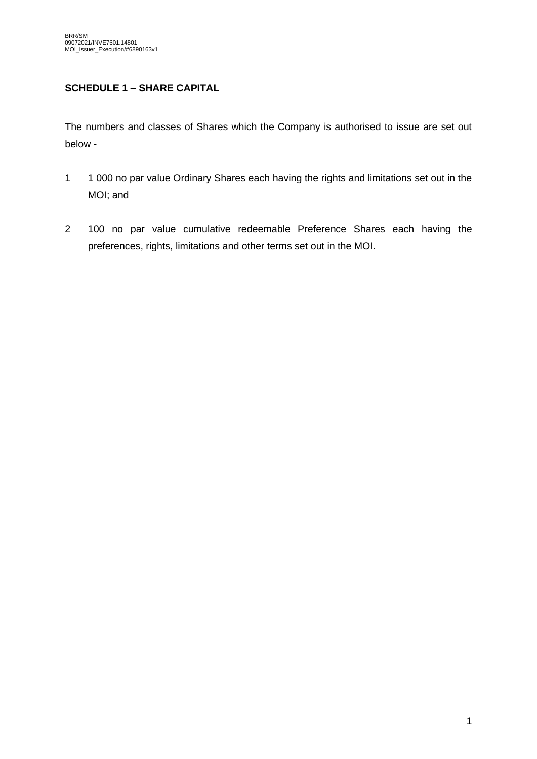## SCHEDULE 1 – SHARE CAPITAL

The numbers and classes of Shares which the Company is authorised to issue are set out below -

1 1 000 no par value Ordinary Shares each having the rights and limitations set out in the MOI; and

2 100 no par value cumulative redeemable Preference Shares each having the preferences, rights, limitations and other terms set out in the MOI.